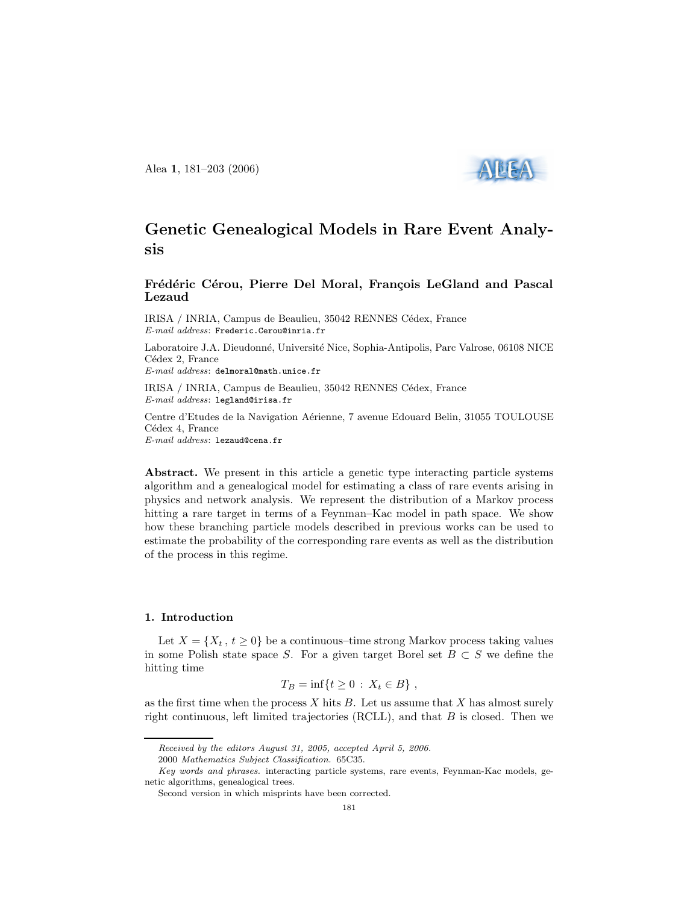# Genetic Genealogical Models in Rare Event Analysis

**Frédéric Cérou, Pierre Del Moral, François LeGland and Pascal Lezaud**

IRISA / INRIA, Campus de Beaulieu, 35042 RENNES Cédex, France
*E-mail address*: `Frederic.Cerou@inria.fr`

Laboratoire J.A. Dieudonné, Université Nice, Sophia-Antipolis, Parc Valrose, 06108 NICE Cédex 2, France
*E-mail address*: `delmoral@math.unice.fr`

IRISA / INRIA, Campus de Beaulieu, 35042 RENNES Cédex, France
*E-mail address*: `legland@irisa.fr`

Centre d'Etudes de la Navigation Aérienne, 7 avenue Edouard Belin, 31055 TOULOUSE Cédex 4, France
*E-mail address*: `lezaud@cena.fr`

**Abstract.** We present in this article a genetic type interacting particle systems algorithm and a genealogical model for estimating a class of rare events arising in physics and network analysis. We represent the distribution of a Markov process hitting a rare target in terms of a Feynman–Kac model in path space. We show how these branching particle models described in previous works can be used to estimate the probability of the corresponding rare events as well as the distribution of the process in this regime.

## 1. Introduction

Let $X = \{X_t\, ,\, t \geq 0\}$ be a continuous–time strong Markov process taking values in some Polish state space $S$. For a given target Borel set $B \subset S$ we define the hitting time

$$T_B = \inf\{t \geq 0 \,:\, X_t \in B\}\ ,$$

as the first time when the process $X$ hits $B$. Let us assume that $X$ has almost surely right continuous, left limited trajectories (RCLL), and that $B$ is closed. Then we

---

*Received by the editors August 31, 2005, accepted April 5, 2006.*

2000 *Mathematics Subject Classification.* 65C35.

*Key words and phrases.* interacting particle systems, rare events, Feynman-Kac models, genetic algorithms, genealogical trees.

Second version in which misprints have been corrected.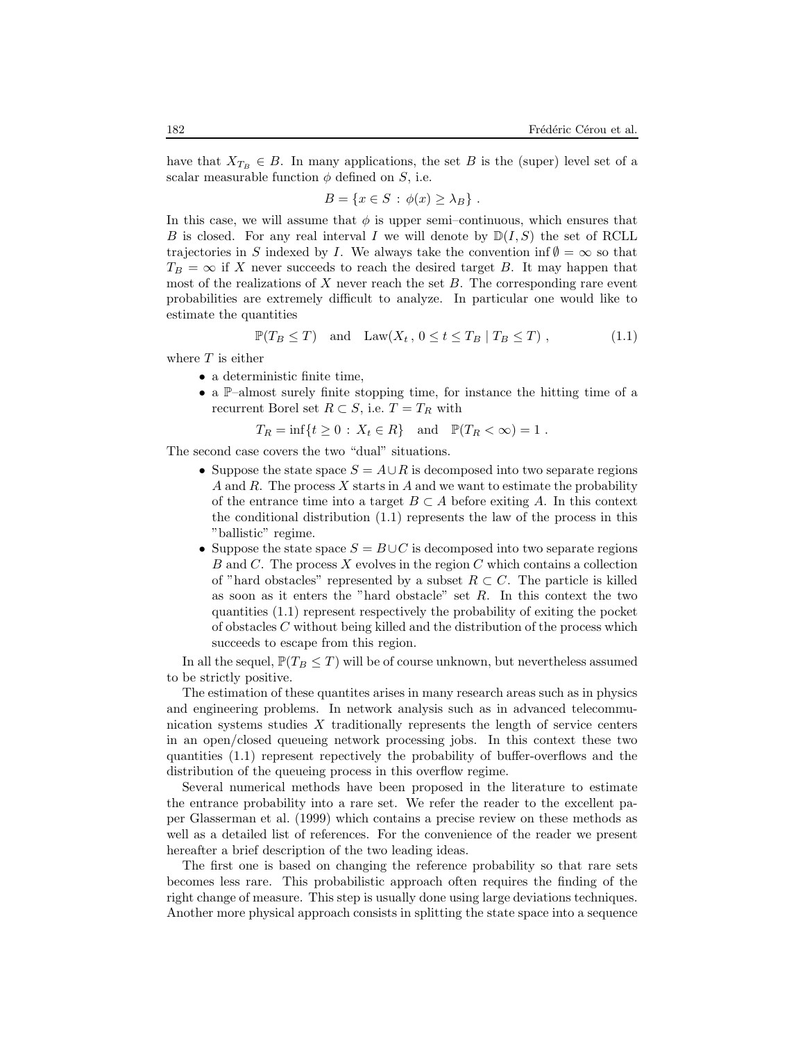have that $X_{T_B} \in B$. In many applications, the set $B$ is the (super) level set of a scalar measurable function $\phi$ defined on $S$, i.e.

$$B = \{x \in S \,:\, \phi(x) \geq \lambda_B\} \,.$$

In this case, we will assume that $\phi$ is upper semi–continuous, which ensures that $B$ is closed. For any real interval $I$ we will denote by $\mathbb{D}(I,S)$ the set of RCLL trajectories in $S$ indexed by $I$. We always take the convention $\inf \emptyset = \infty$ so that $T_B = \infty$ if $X$ never succeeds to reach the desired target $B$. It may happen that most of the realizations of $X$ never reach the set $B$. The corresponding rare event probabilities are extremely difficult to analyze. In particular one would like to estimate the quantities

$$\mathbb{P}(T_B \leq T) \quad \text{and} \quad \text{Law}(X_t \,,\, 0 \leq t \leq T_B \mid T_B \leq T) \,, \tag{1.1}$$

where $T$ is either

- a deterministic finite time,
- a $\mathbb{P}$–almost surely finite stopping time, for instance the hitting time of a recurrent Borel set $R \subset S$, i.e. $T = T_R$ with

$$T_R = \inf\{t \geq 0 \,:\, X_t \in R\} \quad \text{and} \quad \mathbb{P}(T_R < \infty) = 1 \,.$$

The second case covers the two "dual" situations.

- Suppose the state space $S = A \cup R$ is decomposed into two separate regions $A$ and $R$. The process $X$ starts in $A$ and we want to estimate the probability of the entrance time into a target $B \subset A$ before exiting $A$. In this context the conditional distribution (1.1) represents the law of the process in this "ballistic" regime.
- Suppose the state space $S = B \cup C$ is decomposed into two separate regions $B$ and $C$. The process $X$ evolves in the region $C$ which contains a collection of "hard obstacles" represented by a subset $R \subset C$. The particle is killed as soon as it enters the "hard obstacle" set $R$. In this context the two quantities (1.1) represent respectively the probability of exiting the pocket of obstacles $C$ without being killed and the distribution of the process which succeeds to escape from this region.

In all the sequel, $\mathbb{P}(T_B \leq T)$ will be of course unknown, but nevertheless assumed to be strictly positive.

The estimation of these quantites arises in many research areas such as in physics and engineering problems. In network analysis such as in advanced telecommunication systems studies $X$ traditionally represents the length of service centers in an open/closed queueing network processing jobs. In this context these two quantities (1.1) represent repectively the probability of buffer-overflows and the distribution of the queueing process in this overflow regime.

Several numerical methods have been proposed in the literature to estimate the entrance probability into a rare set. We refer the reader to the excellent paper Glasserman et al. (1999) which contains a precise review on these methods as well as a detailed list of references. For the convenience of the reader we present hereafter a brief description of the two leading ideas.

The first one is based on changing the reference probability so that rare sets becomes less rare. This probabilistic approach often requires the finding of the right change of measure. This step is usually done using large deviations techniques. Another more physical approach consists in splitting the state space into a sequence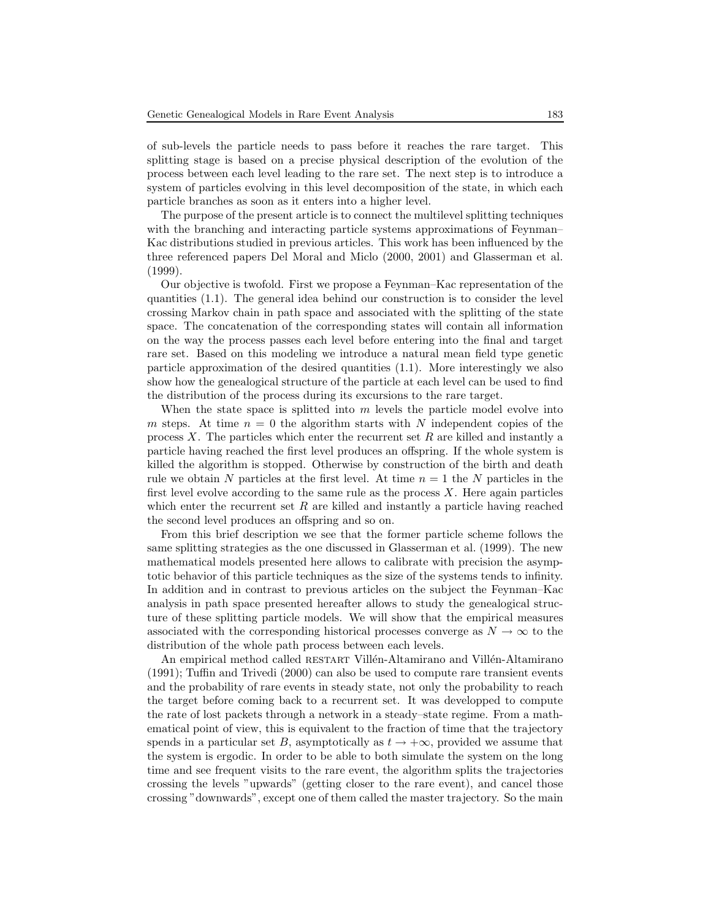of sub-levels the particle needs to pass before it reaches the rare target. This splitting stage is based on a precise physical description of the evolution of the process between each level leading to the rare set. The next step is to introduce a system of particles evolving in this level decomposition of the state, in which each particle branches as soon as it enters into a higher level.

The purpose of the present article is to connect the multilevel splitting techniques with the branching and interacting particle systems approximations of Feynman–Kac distributions studied in previous articles. This work has been influenced by the three referenced papers Del Moral and Miclo (2000, 2001) and Glasserman et al. (1999).

Our objective is twofold. First we propose a Feynman–Kac representation of the quantities (1.1). The general idea behind our construction is to consider the level crossing Markov chain in path space and associated with the splitting of the state space. The concatenation of the corresponding states will contain all information on the way the process passes each level before entering into the final and target rare set. Based on this modeling we introduce a natural mean field type genetic particle approximation of the desired quantities (1.1). More interestingly we also show how the genealogical structure of the particle at each level can be used to find the distribution of the process during its excursions to the rare target.

When the state space is splitted into $m$ levels the particle model evolve into $m$ steps. At time $n = 0$ the algorithm starts with $N$ independent copies of the process $X$. The particles which enter the recurrent set $R$ are killed and instantly a particle having reached the first level produces an offspring. If the whole system is killed the algorithm is stopped. Otherwise by construction of the birth and death rule we obtain $N$ particles at the first level. At time $n = 1$ the $N$ particles in the first level evolve according to the same rule as the process $X$. Here again particles which enter the recurrent set $R$ are killed and instantly a particle having reached the second level produces an offspring and so on.

From this brief description we see that the former particle scheme follows the same splitting strategies as the one discussed in Glasserman et al. (1999). The new mathematical models presented here allows to calibrate with precision the asymptotic behavior of this particle techniques as the size of the systems tends to infinity. In addition and in contrast to previous articles on the subject the Feynman–Kac analysis in path space presented hereafter allows to study the genealogical structure of these splitting particle models. We will show that the empirical measures associated with the corresponding historical processes converge as $N \to \infty$ to the distribution of the whole path process between each levels.

An empirical method called RESTART Villén-Altamirano and Villén-Altamirano (1991); Tuffin and Trivedi (2000) can also be used to compute rare transient events and the probability of rare events in steady state, not only the probability to reach the target before coming back to a recurrent set. It was developped to compute the rate of lost packets through a network in a steady–state regime. From a mathematical point of view, this is equivalent to the fraction of time that the trajectory spends in a particular set $B$, asymptotically as $t \to +\infty$, provided we assume that the system is ergodic. In order to be able to both simulate the system on the long time and see frequent visits to the rare event, the algorithm splits the trajectories crossing the levels "upwards" (getting closer to the rare event), and cancel those crossing "downwards", except one of them called the master trajectory. So the main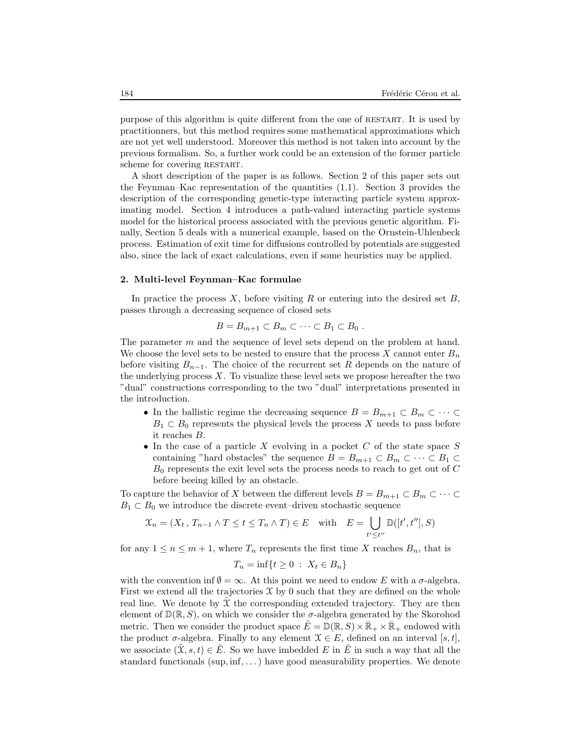purpose of this algorithm is quite different from the one of RESTART. It is used by practitionners, but this method requires some mathematical approximations which are not yet well understood. Moreover this method is not taken into account by the previous formalism. So, a further work could be an extension of the former particle scheme for covering RESTART.

A short description of the paper is as follows. Section 2 of this paper sets out the Feynman–Kac representation of the quantities (1.1). Section 3 provides the description of the corresponding genetic-type interacting particle system approximating model. Section 4 introduces a path-valued interacting particle systems model for the historical process associated with the previous genetic algorithm. Finally, Section 5 deals with a numerical example, based on the Ornstein-Uhlenbeck process. Estimation of exit time for diffusions controlled by potentials are suggested also, since the lack of exact calculations, even if some heuristics may be applied.

## 2. Multi-level Feynman–Kac formulae

In practice the process $X$, before visiting $R$ or entering into the desired set $B$, passes through a decreasing sequence of closed sets

$$B = B_{m+1} \subset B_m \subset \cdots \subset B_1 \subset B_0 \ .$$

The parameter $m$ and the sequence of level sets depend on the problem at hand. We choose the level sets to be nested to ensure that the process $X$ cannot enter $B_n$ before visiting $B_{n-1}$. The choice of the recurrent set $R$ depends on the nature of the underlying process $X$. To visualize these level sets we propose hereafter the two "dual" constructions corresponding to the two "dual" interpretations presented in the introduction.

- In the ballistic regime the decreasing sequence $B = B_{m+1} \subset B_m \subset \cdots \subset B_1 \subset B_0$ represents the physical levels the process $X$ needs to pass before it reaches $B$.
- In the case of a particle $X$ evolving in a pocket $C$ of the state space $S$ containing "hard obstacles" the sequence $B = B_{m+1} \subset B_m \subset \cdots \subset B_1 \subset B_0$ represents the exit level sets the process needs to reach to get out of $C$ before beeing killed by an obstacle.

To capture the behavior of $X$ between the different levels $B = B_{m+1} \subset B_m \subset \cdots \subset B_1 \subset B_0$ we introduce the discrete event–driven stochastic sequence

$$\mathcal{X}_n = (X_t \, , \, T_{n-1} \wedge T \leq t \leq T_n \wedge T) \in E \quad \text{with} \quad E = \bigcup_{t' \leq t''} \mathbb{D}([t', t''], S)$$

for any $1 \leq n \leq m+1$, where $T_n$ represents the first time $X$ reaches $B_n$, that is

$$T_n = \inf\{t \geq 0 \ : \ X_t \in B_n\}$$

with the convention $\inf \emptyset = \infty$. At this point we need to endow $E$ with a $\sigma$-algebra. First we extend all the trajectories $\mathcal{X}$ by 0 such that they are defined on the whole real line. We denote by $\tilde{\mathcal{X}}$ the corresponding extended trajectory. They are then element of $\mathbb{D}(\mathbb{R}, S)$, on which we consider the $\sigma$-algebra generated by the Skorohod metric. Then we consider the product space $\tilde{E} = \mathbb{D}(\mathbb{R}, S) \times \bar{\mathbb{R}}_+ \times \bar{\mathbb{R}}_+$ endowed with the product $\sigma$-algebra. Finally to any element $\mathcal{X} \in E$, defined on an interval $[s, t]$, we associate $(\tilde{\mathcal{X}}, s, t) \in \tilde{E}$. So we have imbedded $E$ in $\tilde{E}$ in such a way that all the standard functionals (sup, inf, ...) have good measurability properties. We denote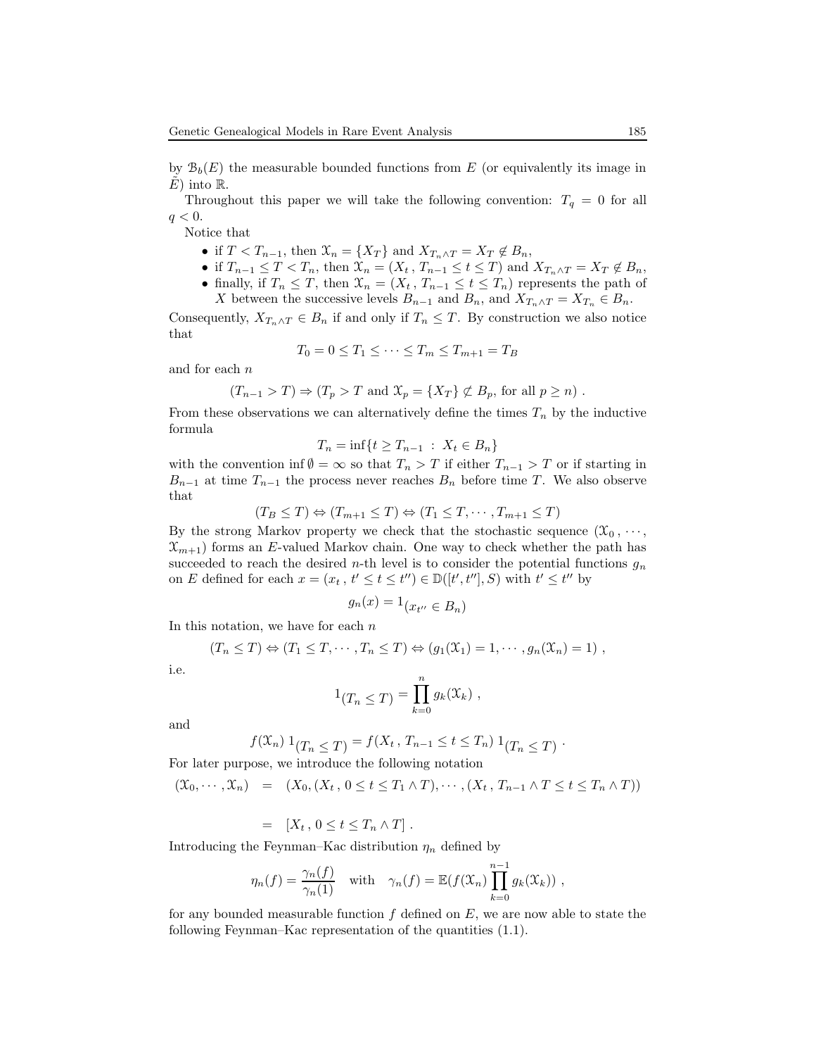by $\mathcal{B}_b(E)$ the measurable bounded functions from $E$ (or equivalently its image in $\tilde{E}$) into $\mathbb{R}$.

Throughout this paper we will take the following convention: $T_q = 0$ for all $q < 0$.

Notice that

- if $T < T_{n-1}$, then $\mathcal{X}_n = \{X_T\}$ and $X_{T_n \wedge T} = X_T \notin B_n$,
- if $T_{n-1} \leq T < T_n$, then $\mathcal{X}_n = (X_t\,,\,T_{n-1} \leq t \leq T)$ and $X_{T_n \wedge T} = X_T \notin B_n$,
- finally, if $T_n \leq T$, then $\mathcal{X}_n = (X_t\,,\,T_{n-1} \leq t \leq T_n)$ represents the path of $X$ between the successive levels $B_{n-1}$ and $B_n$, and $X_{T_n \wedge T} = X_{T_n} \in B_n$.

Consequently, $X_{T_n \wedge T} \in B_n$ if and only if $T_n \leq T$. By construction we also notice that

$$T_0 = 0 \leq T_1 \leq \cdots \leq T_m \leq T_{m+1} = T_B$$

and for each $n$

$$(T_{n-1} > T) \Rightarrow (T_p > T \text{ and } \mathcal{X}_p = \{X_T\} \not\subset B_p, \text{ for all } p \geq n)\ .$$

From these observations we can alternatively define the times $T_n$ by the inductive formula

$$T_n = \inf\{t \geq T_{n-1}\ :\ X_t \in B_n\}$$

with the convention $\inf \emptyset = \infty$ so that $T_n > T$ if either $T_{n-1} > T$ or if starting in $B_{n-1}$ at time $T_{n-1}$ the process never reaches $B_n$ before time $T$. We also observe that

$$(T_B \leq T) \Leftrightarrow (T_{m+1} \leq T) \Leftrightarrow (T_1 \leq T, \cdots, T_{m+1} \leq T)$$

By the strong Markov property we check that the stochastic sequence $(\mathcal{X}_0\,,\cdots,\mathcal{X}_{m+1})$ forms an $E$-valued Markov chain. One way to check whether the path has succeeded to reach the desired $n$-th level is to consider the potential functions $g_n$ on $E$ defined for each $x = (x_t\,,\,t' \leq t \leq t'') \in \mathbb{D}([t', t''], S)$ with $t' \leq t''$ by

$$g_n(x) = 1_{(x_{t''}\,\in\, B_n)}$$

In this notation, we have for each $n$

$$(T_n \leq T) \Leftrightarrow (T_1 \leq T, \cdots, T_n \leq T) \Leftrightarrow (g_1(\mathcal{X}_1) = 1, \cdots, g_n(\mathcal{X}_n) = 1)\ ,$$

i.e.

$$1_{(T_n\,\leq\, T)} = \prod_{k=0}^{n} g_k(\mathcal{X}_k)\ ,$$

and

$$f(\mathcal{X}_n)\ 1_{(T_n\,\leq\, T)} = f(X_t\,,\,T_{n-1} \leq t \leq T_n)\ 1_{(T_n\,\leq\, T)}\ .$$

For later purpose, we introduce the following notation

$$\begin{aligned}(\mathcal{X}_0, \cdots, \mathcal{X}_n) &= (X_0, (X_t\,,\,0 \leq t \leq T_1 \wedge T), \cdots, (X_t\,,\,T_{n-1} \wedge T \leq t \leq T_n \wedge T)) \\ &= [X_t\,,\,0 \leq t \leq T_n \wedge T]\ .\end{aligned}$$

Introducing the Feynman–Kac distribution $\eta_n$ defined by

$$\eta_n(f) = \frac{\gamma_n(f)}{\gamma_n(1)} \quad \text{with} \quad \gamma_n(f) = \mathbb{E}(f(\mathcal{X}_n) \prod_{k=0}^{n-1} g_k(\mathcal{X}_k))\ ,$$

for any bounded measurable function $f$ defined on $E$, we are now able to state the following Feynman–Kac representation of the quantities (1.1).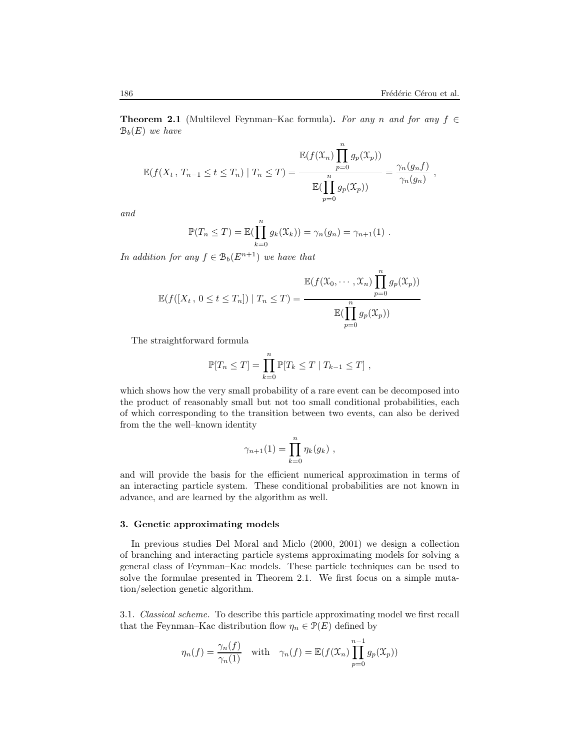**Theorem 2.1** (Multilevel Feynman–Kac formula). *For any $n$ and for any $f \in \mathcal{B}_b(E)$ we have*

$$\mathbb{E}(f(X_t\,,\,T_{n-1} \leq t \leq T_n) \mid T_n \leq T) = \frac{\mathbb{E}(f(\mathcal{X}_n)\prod_{p=0}^{n} g_p(\mathcal{X}_p))}{\mathbb{E}(\prod_{p=0}^{n} g_p(\mathcal{X}_p))} = \frac{\gamma_n(g_n f)}{\gamma_n(g_n)}\ ,$$

*and*

$$\mathbb{P}(T_n \leq T) = \mathbb{E}(\prod_{k=0}^{n} g_k(\mathcal{X}_k)) = \gamma_n(g_n) = \gamma_{n+1}(1)\ .$$

*In addition for any $f \in \mathcal{B}_b(E^{n+1})$ we have that*

$$\mathbb{E}(f([X_t\,,\,0 \leq t \leq T_n]) \mid T_n \leq T) = \frac{\mathbb{E}(f(\mathcal{X}_0, \cdots, \mathcal{X}_n)\prod_{p=0}^{n} g_p(\mathcal{X}_p))}{\mathbb{E}(\prod_{p=0}^{n} g_p(\mathcal{X}_p))}$$

The straightforward formula

$$\mathbb{P}[T_n \leq T] = \prod_{k=0}^{n} \mathbb{P}[T_k \leq T \mid T_{k-1} \leq T]\ ,$$

which shows how the very small probability of a rare event can be decomposed into the product of reasonably small but not too small conditional probabilities, each of which corresponding to the transition between two events, can also be derived from the the well–known identity

$$\gamma_{n+1}(1) = \prod_{k=0}^{n} \eta_k(g_k)\ ,$$

and will provide the basis for the efficient numerical approximation in terms of an interacting particle system. These conditional probabilities are not known in advance, and are learned by the algorithm as well.

## 3. Genetic approximating models

In previous studies Del Moral and Miclo (2000, 2001) we design a collection of branching and interacting particle systems approximating models for solving a general class of Feynman–Kac models. These particle techniques can be used to solve the formulae presented in Theorem 2.1. We first focus on a simple mutation/selection genetic algorithm.

3.1. *Classical scheme.* To describe this particle approximating model we first recall that the Feynman–Kac distribution flow $\eta_n \in \mathcal{P}(E)$ defined by

$$\eta_n(f) = \frac{\gamma_n(f)}{\gamma_n(1)} \quad \text{with} \quad \gamma_n(f) = \mathbb{E}(f(\mathcal{X}_n)\prod_{p=0}^{n-1} g_p(\mathcal{X}_p))$$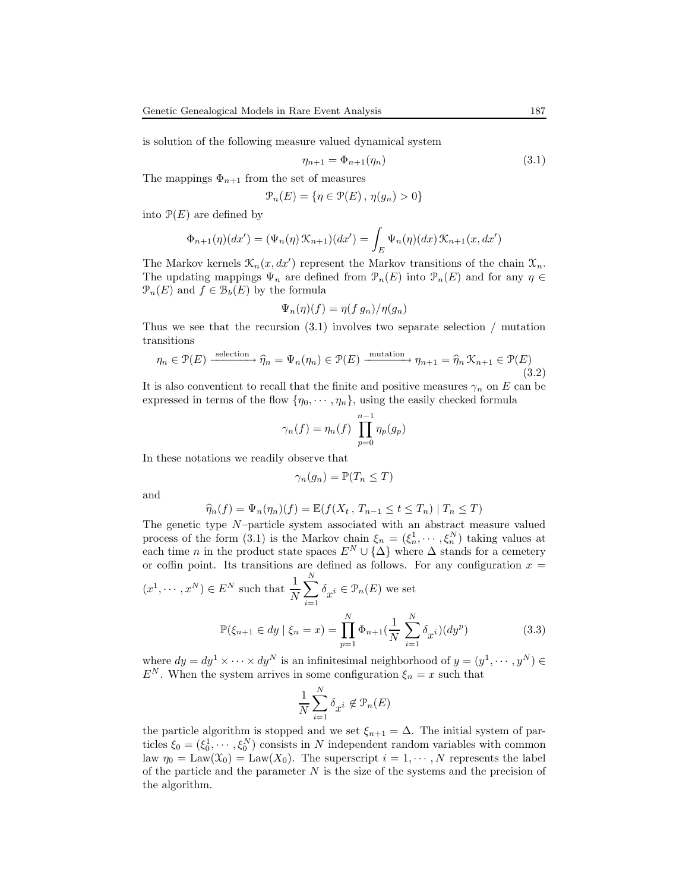is solution of the following measure valued dynamical system

$$\eta_{n+1} = \Phi_{n+1}(\eta_n) \tag{3.1}$$

The mappings $\Phi_{n+1}$ from the set of measures

$$\mathcal{P}_n(E) = \{\eta \in \mathcal{P}(E)\,,\, \eta(g_n) > 0\}$$

into $\mathcal{P}(E)$ are defined by

$$\Phi_{n+1}(\eta)(dx') = (\Psi_n(\eta)\,\mathcal{K}_{n+1})(dx') = \int_E \Psi_n(\eta)(dx)\,\mathcal{K}_{n+1}(x, dx')$$

The Markov kernels $\mathcal{K}_n(x, dx')$ represent the Markov transitions of the chain $\mathcal{X}_n$. The updating mappings $\Psi_n$ are defined from $\mathcal{P}_n(E)$ into $\mathcal{P}_n(E)$ and for any $\eta \in \mathcal{P}_n(E)$ and $f \in \mathcal{B}_b(E)$ by the formula

$$\Psi_n(\eta)(f) = \eta(f\,g_n)/\eta(g_n)$$

Thus we see that the recursion (3.1) involves two separate selection / mutation transitions

$$\eta_n \in \mathcal{P}(E) \xrightarrow{\text{selection}} \widehat{\eta}_n = \Psi_n(\eta_n) \in \mathcal{P}(E) \xrightarrow{\text{mutation}} \eta_{n+1} = \widehat{\eta}_n\,\mathcal{K}_{n+1} \in \mathcal{P}(E) \tag{3.2}$$

It is also conventient to recall that the finite and positive measures $\gamma_n$ on $E$ can be expressed in terms of the flow $\{\eta_0, \cdots, \eta_n\}$, using the easily checked formula

$$\gamma_n(f) = \eta_n(f)\;\prod_{p=0}^{n-1} \eta_p(g_p)$$

In these notations we readily observe that

$$\gamma_n(g_n) = \mathbb{P}(T_n \leq T)$$

and

$$\widehat{\eta}_n(f) = \Psi_n(\eta_n)(f) = \mathbb{E}(f(X_t\,,\, T_{n-1} \leq t \leq T_n) \mid T_n \leq T)$$

The genetic type $N$–particle system associated with an abstract measure valued process of the form (3.1) is the Markov chain $\xi_n = (\xi_n^1, \cdots, \xi_n^N)$ taking values at each time $n$ in the product state spaces $E^N \cup \{\Delta\}$ where $\Delta$ stands for a cemetery or coffin point. Its transitions are defined as follows. For any configuration $x = (x^1, \cdots, x^N) \in E^N$ such that $\frac{1}{N}\sum_{i=1}^N \delta_{x^i} \in \mathcal{P}_n(E)$ we set

$$\mathbb{P}(\xi_{n+1} \in dy \mid \xi_n = x) = \prod_{p=1}^N \Phi_{n+1}\Big(\frac{1}{N}\sum_{i=1}^N \delta_{x^i}\Big)(dy^p) \tag{3.3}$$

where $dy = dy^1 \times \cdots \times dy^N$ is an infinitesimal neighborhood of $y = (y^1, \cdots, y^N) \in E^N$. When the system arrives in some configuration $\xi_n = x$ such that

$$\frac{1}{N}\sum_{i=1}^N \delta_{x^i} \not\in \mathcal{P}_n(E)$$

the particle algorithm is stopped and we set $\xi_{n+1} = \Delta$. The initial system of particles $\xi_0 = (\xi_0^1, \cdots, \xi_0^N)$ consists in $N$ independent random variables with common law $\eta_0 = \text{Law}(\mathcal{X}_0) = \text{Law}(X_0)$. The superscript $i = 1, \cdots, N$ represents the label of the particle and the parameter $N$ is the size of the systems and the precision of the algorithm.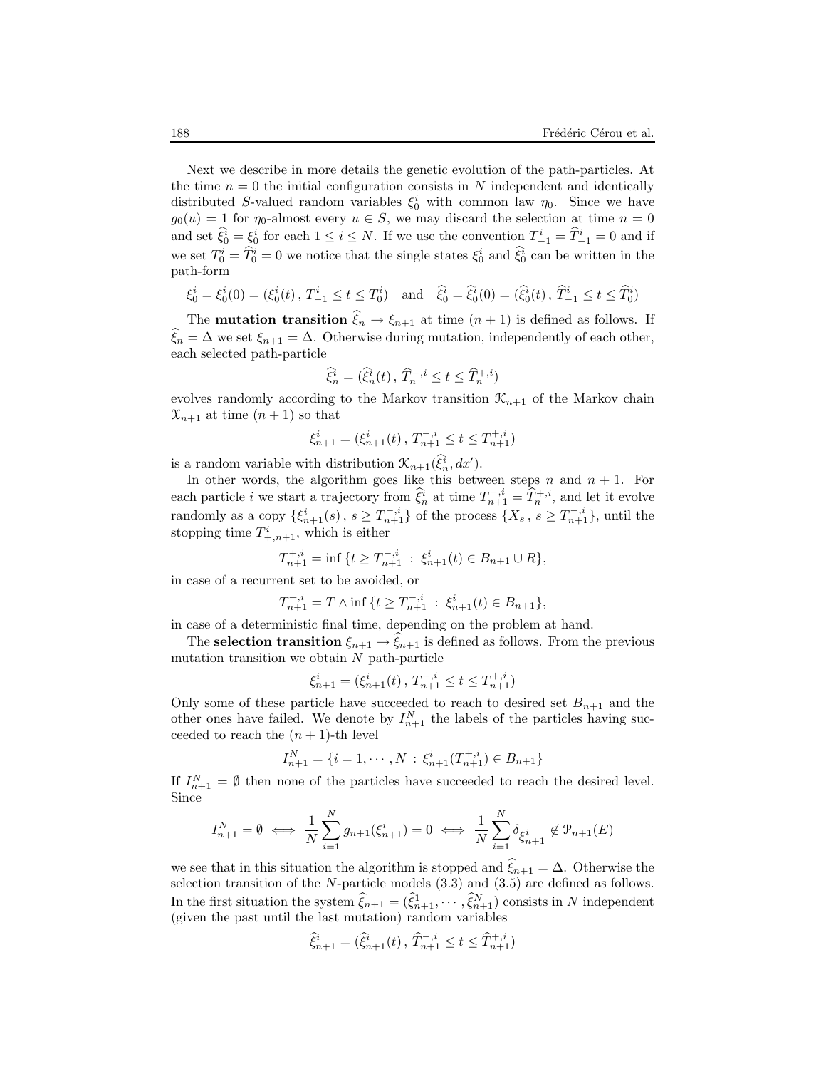Next we describe in more details the genetic evolution of the path-particles. At the time $n = 0$ the initial configuration consists in $N$ independent and identically distributed $S$-valued random variables $\xi_0^i$ with common law $\eta_0$. Since we have $g_0(u) = 1$ for $\eta_0$-almost every $u \in S$, we may discard the selection at time $n = 0$ and set $\widehat{\xi}_0^i = \xi_0^i$ for each $1 \leq i \leq N$. If we use the convention $T_{-1}^i = \widehat{T}_{-1}^i = 0$ and if we set $T_0^i = \widehat{T}_0^i = 0$ we notice that the single states $\xi_0^i$ and $\widehat{\xi}_0^i$ can be written in the path-form

$$\xi_0^i = \xi_0^i(0) = (\xi_0^i(t)\,,\, T_{-1}^i \leq t \leq T_0^i) \quad \text{and} \quad \widehat{\xi}_0^i = \widehat{\xi}_0^i(0) = (\widehat{\xi}_0^i(t)\,,\, \widehat{T}_{-1}^i \leq t \leq \widehat{T}_0^i)$$

The **mutation transition** $\widehat{\xi}_n \to \xi_{n+1}$ at time $(n+1)$ is defined as follows. If $\widehat{\xi}_n = \Delta$ we set $\xi_{n+1} = \Delta$. Otherwise during mutation, independently of each other, each selected path-particle

$$\widehat{\xi}_n^i = (\widehat{\xi}_n^i(t)\,,\, \widehat{T}_n^{-,i} \leq t \leq \widehat{T}_n^{+,i})$$

evolves randomly according to the Markov transition $\mathcal{K}_{n+1}$ of the Markov chain $\mathcal{X}_{n+1}$ at time $(n+1)$ so that

$$\xi_{n+1}^i = (\xi_{n+1}^i(t)\,,\, T_{n+1}^{-,i} \leq t \leq T_{n+1}^{+,i})$$

is a random variable with distribution $\mathcal{K}_{n+1}(\widehat{\xi}_n^i, dx')$.

In other words, the algorithm goes like this between steps $n$ and $n+1$. For each particle $i$ we start a trajectory from $\widehat{\xi}_n^i$ at time $T_{n+1}^{-,i} = \widehat{T}_n^{+,i}$, and let it evolve randomly as a copy $\{\xi_{n+1}^i(s)\,,\, s \geq T_{n+1}^{-,i}\}$ of the process $\{X_s\,,\, s \geq T_{n+1}^{-,i}\}$, until the stopping time $T_{+,n+1}^i$, which is either

$$T_{n+1}^{+,i} = \inf\{t \geq T_{n+1}^{-,i} \,:\, \xi_{n+1}^i(t) \in B_{n+1} \cup R\},$$

in case of a recurrent set to be avoided, or

$$T_{n+1}^{+,i} = T \wedge \inf\{t \geq T_{n+1}^{-,i} \,:\, \xi_{n+1}^i(t) \in B_{n+1}\},$$

in case of a deterministic final time, depending on the problem at hand.

The **selection transition** $\xi_{n+1} \to \widehat{\xi}_{n+1}$ is defined as follows. From the previous mutation transition we obtain $N$ path-particle

$$\xi_{n+1}^i = (\xi_{n+1}^i(t)\,,\, T_{n+1}^{-,i} \leq t \leq T_{n+1}^{+,i})$$

Only some of these particle have succeeded to reach to desired set $B_{n+1}$ and the other ones have failed. We denote by $I_{n+1}^N$ the labels of the particles having succeeded to reach the $(n+1)$-th level

$$I_{n+1}^N = \{i = 1, \cdots, N \,:\, \xi_{n+1}^i(T_{n+1}^{+,i}) \in B_{n+1}\}$$

If $I_{n+1}^N = \emptyset$ then none of the particles have succeeded to reach the desired level. Since

$$I_{n+1}^N = \emptyset \iff \frac{1}{N}\sum_{i=1}^N g_{n+1}(\xi_{n+1}^i) = 0 \iff \frac{1}{N}\sum_{i=1}^N \delta_{\xi_{n+1}^i} \not\in \mathcal{P}_{n+1}(E)$$

we see that in this situation the algorithm is stopped and $\widehat{\xi}_{n+1} = \Delta$. Otherwise the selection transition of the $N$-particle models (3.3) and (3.5) are defined as follows. In the first situation the system $\widehat{\xi}_{n+1} = (\widehat{\xi}_{n+1}^1, \cdots, \widehat{\xi}_{n+1}^N)$ consists in $N$ independent (given the past until the last mutation) random variables

$$\widehat{\xi}_{n+1}^i = (\widehat{\xi}_{n+1}^i(t)\,,\, \widehat{T}_{n+1}^{-,i} \leq t \leq \widehat{T}_{n+1}^{+,i})$$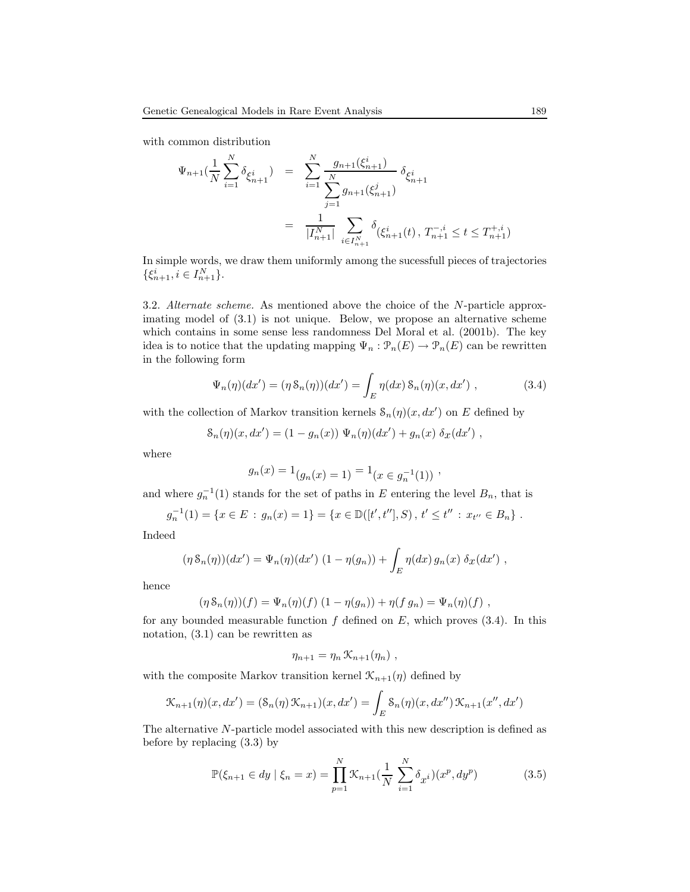with common distribution

$$
\begin{aligned}
\Psi_{n+1}(\frac{1}{N}\sum_{i=1}^{N}\delta_{\xi^i_{n+1}}) &= \sum_{i=1}^{N}\frac{g_{n+1}(\xi^i_{n+1})}{\sum_{j=1}^{N}g_{n+1}(\xi^j_{n+1})}\,\delta_{\xi^i_{n+1}} \\
&= \frac{1}{|I^N_{n+1}|}\sum_{i\in I^N_{n+1}}\delta_{(\xi^i_{n+1}(t)\,,\,T^{-,i}_{n+1}\leq t\leq T^{+,i}_{n+1})}
\end{aligned}
$$

In simple words, we draw them uniformly among the sucessfull pieces of trajectories $\{\xi^i_{n+1}, i\in I^N_{n+1}\}$.

3.2. *Alternate scheme.* As mentioned above the choice of the $N$-particle approximating model of (3.1) is not unique. Below, we propose an alternative scheme which contains in some sense less randomness Del Moral et al. (2001b). The key idea is to notice that the updating mapping $\Psi_n : \mathcal{P}_n(E)\rightarrow\mathcal{P}_n(E)$ can be rewritten in the following form

$$
\Psi_n(\eta)(dx') = (\eta\,\mathcal{S}_n(\eta))(dx') = \int_E \eta(dx)\,\mathcal{S}_n(\eta)(x,dx')\ , \tag{3.4}
$$

with the collection of Markov transition kernels $\mathcal{S}_n(\eta)(x,dx')$ on $E$ defined by

$$
\mathcal{S}_n(\eta)(x,dx') = (1-g_n(x))\;\Psi_n(\eta)(dx') + g_n(x)\;\delta_x(dx')\ ,
$$

where

$$
g_n(x) = 1_{(g_n(x)=1)} = 1_{(x\in g_n^{-1}(1))}\ ,
$$

and where $g_n^{-1}(1)$ stands for the set of paths in $E$ entering the level $B_n$, that is

$$
g_n^{-1}(1) = \{x\in E\,:\,g_n(x)=1\} = \{x\in\mathbb{D}([t',t''],S)\,,\,t'\leq t''\,:\,x_{t''}\in B_n\}\ .
$$

Indeed

$$
(\eta\,\mathcal{S}_n(\eta))(dx') = \Psi_n(\eta)(dx')\;(1-\eta(g_n)) + \int_E \eta(dx)\,g_n(x)\;\delta_x(dx')\ ,
$$

hence

$$
(\eta\,\mathcal{S}_n(\eta))(f) = \Psi_n(\eta)(f)\;(1-\eta(g_n)) + \eta(f\,g_n) = \Psi_n(\eta)(f)\ ,
$$

for any bounded measurable function $f$ defined on $E$, which proves (3.4). In this notation, (3.1) can be rewritten as

$$
\eta_{n+1} = \eta_n\,\mathcal{K}_{n+1}(\eta_n)\ ,
$$

with the composite Markov transition kernel $\mathcal{K}_{n+1}(\eta)$ defined by

$$
\mathcal{K}_{n+1}(\eta)(x,dx') = (\mathcal{S}_n(\eta)\,\mathcal{K}_{n+1})(x,dx') = \int_E \mathcal{S}_n(\eta)(x,dx'')\,\mathcal{K}_{n+1}(x'',dx')
$$

The alternative $N$-particle model associated with this new description is defined as before by replacing (3.3) by

$$
\mathbb{P}(\xi_{n+1}\in dy \mid \xi_n = x) = \prod_{p=1}^{N}\mathcal{K}_{n+1}(\frac{1}{N}\sum_{i=1}^{N}\delta_{x^i})(x^p,dy^p) \tag{3.5}
$$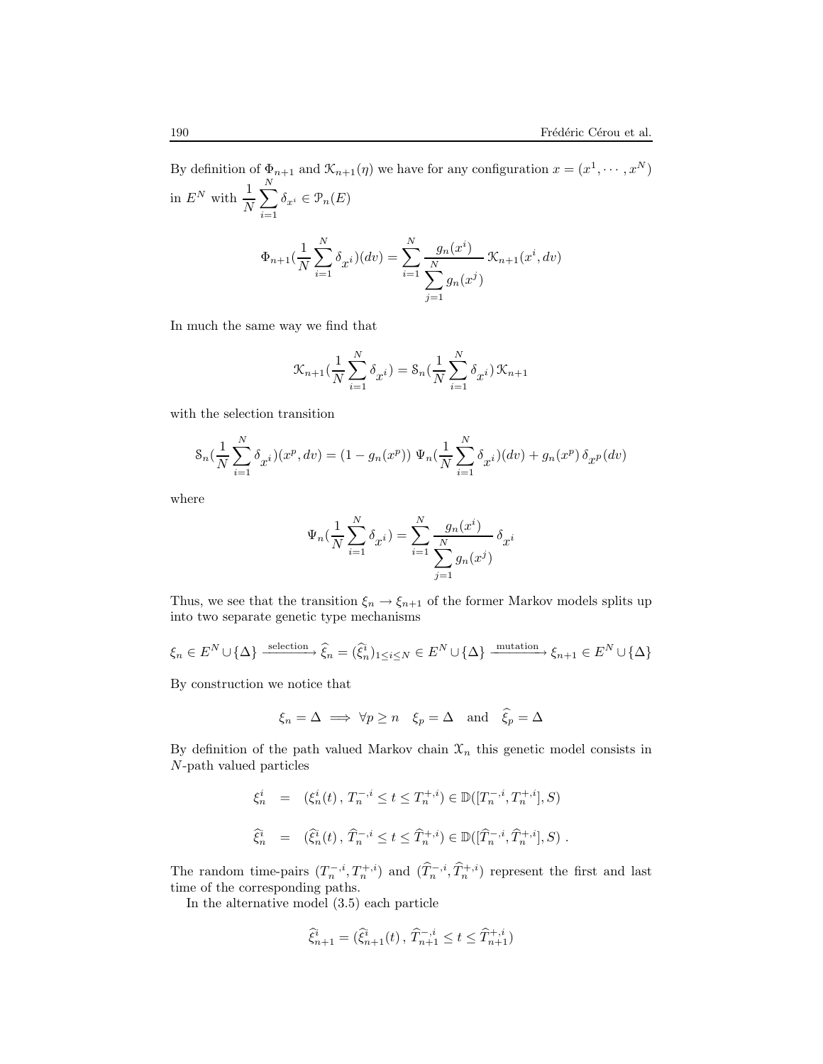By definition of $\Phi_{n+1}$ and $\mathcal{K}_{n+1}(\eta)$ we have for any configuration $x = (x^1, \cdots, x^N)$ in $E^N$ with $\frac{1}{N}\sum_{i=1}^N \delta_{x^i} \in \mathcal{P}_n(E)$

$$\Phi_{n+1}(\frac{1}{N}\sum_{i=1}^N \delta_{x^i})(dv) = \sum_{i=1}^N \frac{g_n(x^i)}{\sum_{j=1}^N g_n(x^j)}\, \mathcal{K}_{n+1}(x^i, dv)$$

In much the same way we find that

$$\mathcal{K}_{n+1}(\frac{1}{N}\sum_{i=1}^N \delta_{x^i}) = \mathcal{S}_n(\frac{1}{N}\sum_{i=1}^N \delta_{x^i})\, \mathcal{K}_{n+1}$$

with the selection transition

$$\mathcal{S}_n(\frac{1}{N}\sum_{i=1}^N \delta_{x^i})(x^p, dv) = (1 - g_n(x^p))\; \Psi_n(\frac{1}{N}\sum_{i=1}^N \delta_{x^i})(dv) + g_n(x^p)\, \delta_{x^p}(dv)$$

where

$$\Psi_n(\frac{1}{N}\sum_{i=1}^N \delta_{x^i}) = \sum_{i=1}^N \frac{g_n(x^i)}{\sum_{j=1}^N g_n(x^j)}\, \delta_{x^i}$$

Thus, we see that the transition $\xi_n \to \xi_{n+1}$ of the former Markov models splits up into two separate genetic type mechanisms

$$\xi_n \in E^N \cup \{\Delta\} \xrightarrow{\text{selection}} \widehat{\xi}_n = (\widehat{\xi}_n^i)_{1\leq i\leq N} \in E^N \cup \{\Delta\} \xrightarrow{\text{mutation}} \xi_{n+1} \in E^N \cup \{\Delta\}$$

By construction we notice that

$$\xi_n = \Delta \implies \forall p \geq n \quad \xi_p = \Delta \quad \text{and} \quad \widehat{\xi}_p = \Delta$$

By definition of the path valued Markov chain $\mathcal{X}_n$ this genetic model consists in $N$-path valued particles

$$\begin{aligned}
\xi_n^i &= (\xi_n^i(t)\,,\, T_n^{-,i} \leq t \leq T_n^{+,i}) \in \mathbb{D}([T_n^{-,i}, T_n^{+,i}], S) \\
\widehat{\xi}_n^i &= (\widehat{\xi}_n^i(t)\,,\, \widehat{T}_n^{-,i} \leq t \leq \widehat{T}_n^{+,i}) \in \mathbb{D}([\widehat{T}_n^{-,i}, \widehat{T}_n^{+,i}], S)\,.
\end{aligned}$$

The random time-pairs $(T_n^{-,i}, T_n^{+,i})$ and $(\widehat{T}_n^{-,i}, \widehat{T}_n^{+,i})$ represent the first and last time of the corresponding paths.

In the alternative model (3.5) each particle

$$\widehat{\xi}_{n+1}^i = (\widehat{\xi}_{n+1}^i(t)\,,\, \widehat{T}_{n+1}^{-,i} \leq t \leq \widehat{T}_{n+1}^{+,i})$$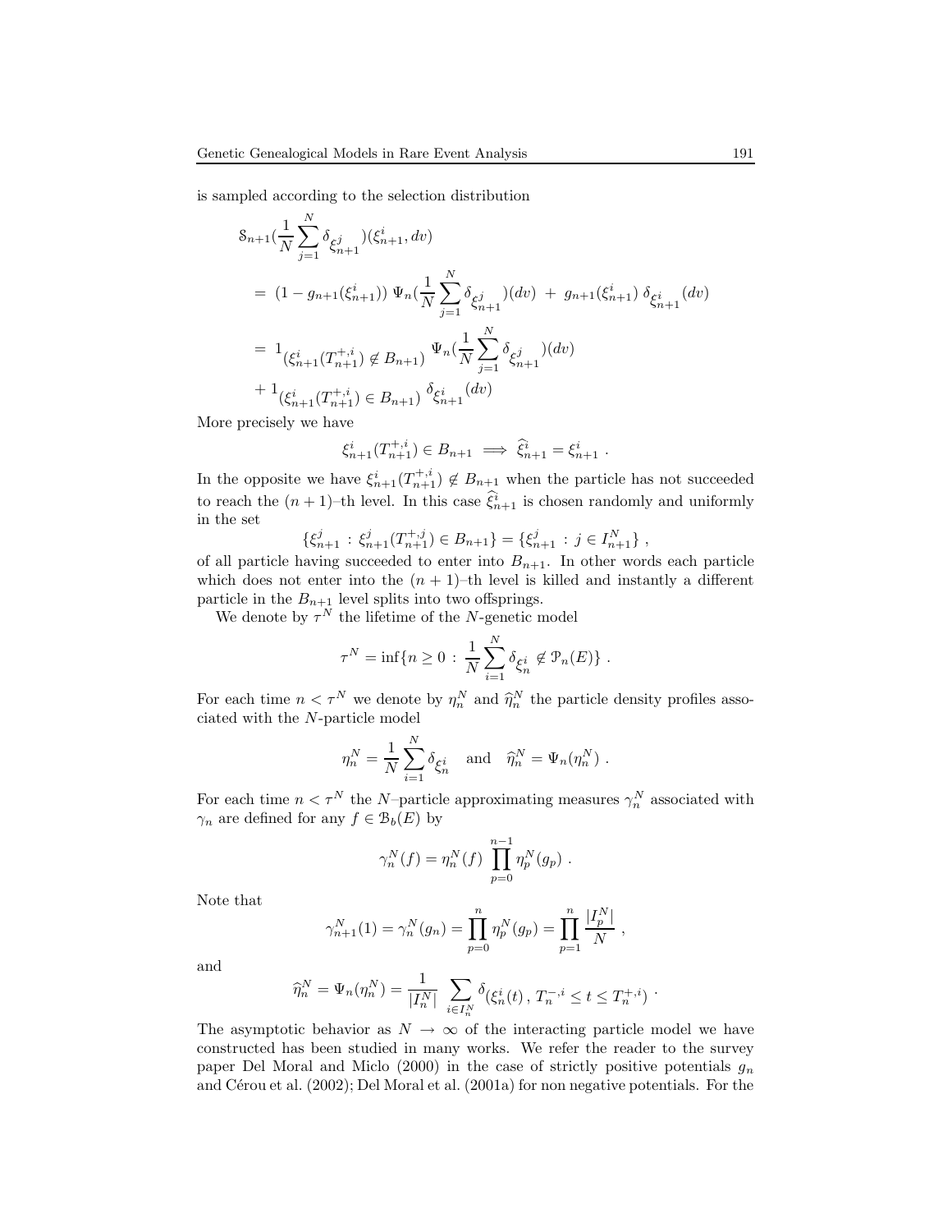is sampled according to the selection distribution

$$
\begin{aligned}
&\mathcal{S}_{n+1}(\frac{1}{N}\sum_{j=1}^{N}\delta_{\xi_{n+1}^{j}})(\xi_{n+1}^{i},dv) \\
&= (1-g_{n+1}(\xi_{n+1}^{i}))\ \Psi_n(\frac{1}{N}\sum_{j=1}^{N}\delta_{\xi_{n+1}^{j}})(dv)\ +\ g_{n+1}(\xi_{n+1}^{i})\ \delta_{\xi_{n+1}^{i}}(dv) \\
&= 1_{(\xi_{n+1}^{i}(T_{n+1}^{+,i})\,\notin\, B_{n+1})}\ \Psi_n(\frac{1}{N}\sum_{j=1}^{N}\delta_{\xi_{n+1}^{j}})(dv) \\
&+ 1_{(\xi_{n+1}^{i}(T_{n+1}^{+,i})\,\in\, B_{n+1})}\ \delta_{\xi_{n+1}^{i}}(dv)
\end{aligned}
$$

More precisely we have

$$
\xi_{n+1}^{i}(T_{n+1}^{+,i}) \in B_{n+1} \implies \widehat{\xi}_{n+1}^{i} = \xi_{n+1}^{i}\ .
$$

In the opposite we have $\xi_{n+1}^{i}(T_{n+1}^{+,i}) \notin B_{n+1}$ when the particle has not succeeded to reach the $(n+1)$–th level. In this case $\widehat{\xi}_{n+1}^{i}$ is chosen randomly and uniformly in the set

$$
\{\xi_{n+1}^{j}\ :\ \xi_{n+1}^{j}(T_{n+1}^{+,j}) \in B_{n+1}\} = \{\xi_{n+1}^{j}\ :\ j \in I_{n+1}^{N}\}\ ,
$$

of all particle having succeeded to enter into $B_{n+1}$. In other words each particle which does not enter into the $(n+1)$–th level is killed and instantly a different particle in the $B_{n+1}$ level splits into two offsprings.

We denote by $\tau^N$ the lifetime of the $N$-genetic model

$$
\tau^N = \inf\{n \geq 0\ :\ \frac{1}{N}\sum_{i=1}^{N}\delta_{\xi_n^i} \notin \mathcal{P}_n(E)\}\ .
$$

For each time $n < \tau^N$ we denote by $\eta_n^N$ and $\widehat{\eta}_n^N$ the particle density profiles associated with the $N$-particle model

$$
\eta_n^N = \frac{1}{N}\sum_{i=1}^{N}\delta_{\xi_n^i} \quad \text{and} \quad \widehat{\eta}_n^N = \Psi_n(\eta_n^N)\ .
$$

For each time $n < \tau^N$ the $N$–particle approximating measures $\gamma_n^N$ associated with $\gamma_n$ are defined for any $f \in \mathcal{B}_b(E)$ by

$$
\gamma_n^N(f) = \eta_n^N(f)\ \prod_{p=0}^{n-1}\eta_p^N(g_p)\ .
$$

Note that

$$
\gamma_{n+1}^N(1) = \gamma_n^N(g_n) = \prod_{p=0}^{n}\eta_p^N(g_p) = \prod_{p=1}^{n}\frac{|I_p^N|}{N}\ ,
$$

and

$$
\widehat{\eta}_n^N = \Psi_n(\eta_n^N) = \frac{1}{|I_n^N|}\ \sum_{i\in I_n^N}\delta_{(\xi_n^i(t)\,,\ T_n^{-,i}\leq t\leq T_n^{+,i})}\ .
$$

The asymptotic behavior as $N \to \infty$ of the interacting particle model we have constructed has been studied in many works. We refer the reader to the survey paper Del Moral and Miclo (2000) in the case of strictly positive potentials $g_n$ and Cérou et al. (2002); Del Moral et al. (2001a) for non negative potentials. For the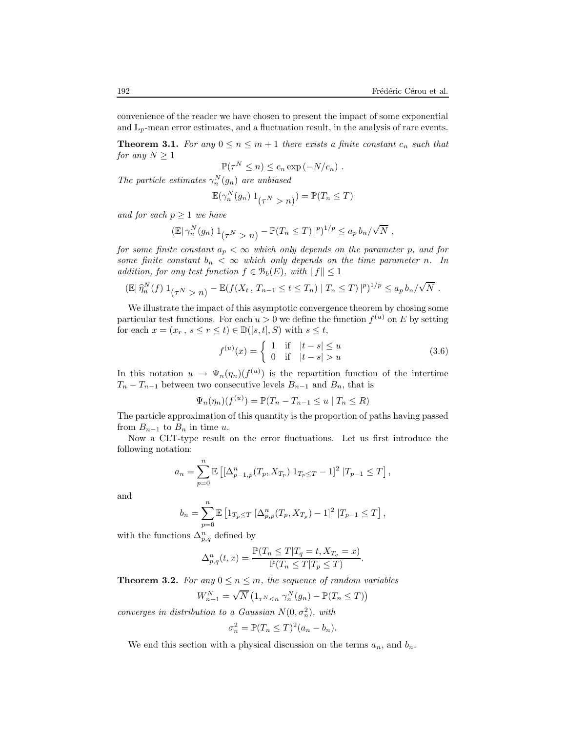convenience of the reader we have chosen to present the impact of some exponential and $\mathbb{L}_p$-mean error estimates, and a fluctuation result, in the analysis of rare events.

**Theorem 3.1.** *For any $0 \leq n \leq m+1$ there exists a finite constant $c_n$ such that for any $N \geq 1$*

$$\mathbb{P}(\tau^N \leq n) \leq c_n \exp\left(-N/c_n\right) .$$

*The particle estimates $\gamma_n^N(g_n)$ are unbiased*

$$\mathbb{E}(\gamma_n^N(g_n)\; 1_{(\tau^N > n)}) = \mathbb{P}(T_n \leq T)$$

*and for each $p \geq 1$ we have*

$$(\mathbb{E}|\, \gamma_n^N(g_n)\; 1_{(\tau^N > n)} - \mathbb{P}(T_n \leq T)\,|^p)^{1/p} \leq a_p\, b_n/\sqrt{N} \;,$$

*for some finite constant $a_p < \infty$ which only depends on the parameter $p$, and for some finite constant $b_n < \infty$ which only depends on the time parameter $n$. In addition, for any test function $f \in \mathcal{B}_b(E)$, with $\|f\| \leq 1$*

$$(\mathbb{E}|\, \widehat{\eta}_n^N(f)\; 1_{(\tau^N > n)} - \mathbb{E}(f(X_t\,,\, T_{n-1} \leq t \leq T_n) \mid T_n \leq T)\,|^p)^{1/p} \leq a_p\, b_n/\sqrt{N} \;.$$

We illustrate the impact of this asymptotic convergence theorem by chosing some particular test functions. For each $u > 0$ we define the function $f^{(u)}$ on $E$ by setting for each $x = (x_r\,,\, s \leq r \leq t) \in \mathbb{D}([s,t], S)$ with $s \leq t$,

$$f^{(u)}(x) = \begin{cases} 1 & \text{if} \quad |t-s| \leq u \\ 0 & \text{if} \quad |t-s| > u \end{cases} \tag{3.6}$$

In this notation $u \rightarrow \Psi_n(\eta_n)(f^{(u)})$ is the repartition function of the intertime $T_n - T_{n-1}$ between two consecutive levels $B_{n-1}$ and $B_n$, that is

$$\Psi_n(\eta_n)(f^{(u)}) = \mathbb{P}(T_n - T_{n-1} \leq u \mid T_n \leq R)$$

The particle approximation of this quantity is the proportion of paths having passed from $B_{n-1}$ to $B_n$ in time $u$.

Now a CLT-type result on the error fluctuations. Let us first introduce the following notation:

$$a_n = \sum_{p=0}^{n} \mathbb{E}\left[ [\Delta_{p-1,p}^n(T_p, X_{T_p})\; 1_{T_p \leq T} - 1]^2 \;|T_{p-1} \leq T \right],$$

and

$$b_n = \sum_{p=0}^{n} \mathbb{E}\left[ 1_{T_p \leq T}\; [\Delta_{p,p}^n(T_p, X_{T_p}) - 1]^2 \;|T_{p-1} \leq T \right],$$

with the functions $\Delta_{p,q}^n$ defined by

$$\Delta_{p,q}^n(t,x) = \frac{\mathbb{P}(T_n \leq T | T_q = t, X_{T_q} = x)}{\mathbb{P}(T_n \leq T | T_p \leq T)}.$$

**Theorem 3.2.** *For any $0 \leq n \leq m$, the sequence of random variables*

$$W_{n+1}^N = \sqrt{N}\left(1_{\tau^N < n}\; \gamma_n^N(g_n) - \mathbb{P}(T_n \leq T)\right)$$

*converges in distribution to a Gaussian $N(0, \sigma_n^2)$, with*

$$\sigma_n^2 = \mathbb{P}(T_n \leq T)^2 (a_n - b_n).$$

We end this section with a physical discussion on the terms $a_n$, and $b_n$.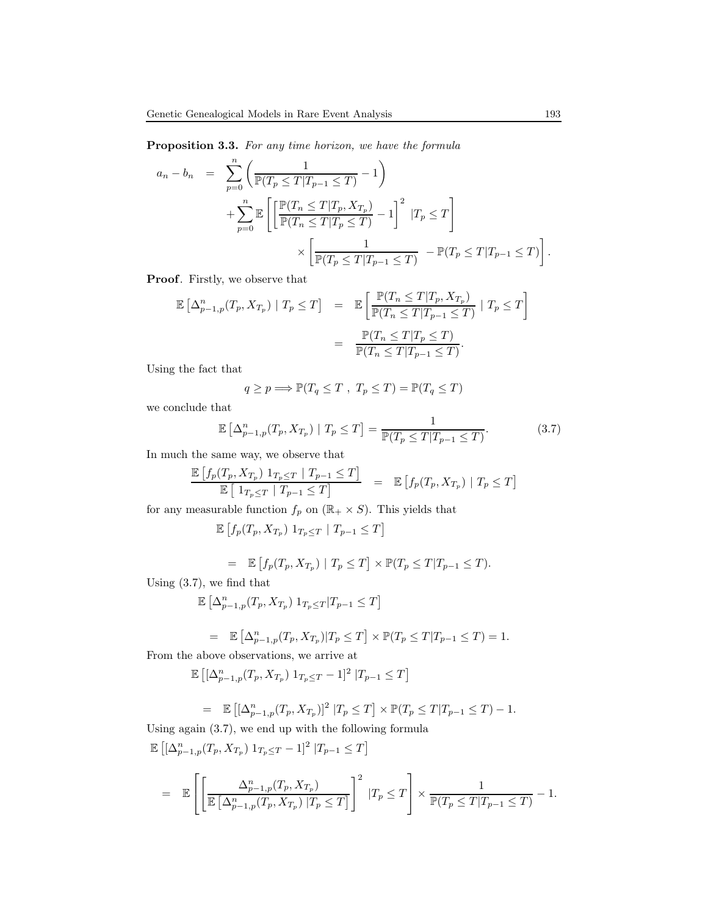**Proposition 3.3.** *For any time horizon, we have the formula*

$$
\begin{aligned}
a_n - b_n \;\; = \;\; & \sum_{p=0}^{n} \left( \frac{1}{\mathbb{P}(T_p \le T | T_{p-1} \le T)} - 1 \right) \\
& + \sum_{p=0}^{n} \mathbb{E}\left[ \left[ \frac{\mathbb{P}(T_n \le T | T_p, X_{T_p})}{\mathbb{P}(T_n \le T | T_p \le T)} - 1 \right]^2 \; | T_p \le T \right] \\
& \qquad \times \left[ \frac{1}{\mathbb{P}(T_p \le T | T_{p-1} \le T)} \; - \mathbb{P}(T_p \le T | T_{p-1} \le T) \right].
\end{aligned}
$$

**Proof**. Firstly, we observe that

$$
\begin{aligned}
\mathbb{E}\left[ \Delta^n_{p-1,p}(T_p, X_{T_p}) \mid T_p \le T \right] &= \mathbb{E}\left[ \frac{\mathbb{P}(T_n \le T | T_p, X_{T_p})}{\mathbb{P}(T_n \le T | T_{p-1} \le T)} \mid T_p \le T \right] \\
&= \frac{\mathbb{P}(T_n \le T | T_p \le T)}{\mathbb{P}(T_n \le T | T_{p-1} \le T)}.
\end{aligned}
$$

Using the fact that

$$
q \ge p \Longrightarrow \mathbb{P}(T_q \le T \;,\; T_p \le T) = \mathbb{P}(T_q \le T)
$$

we conclude that

$$
\mathbb{E}\left[ \Delta^n_{p-1,p}(T_p, X_{T_p}) \mid T_p \le T \right] = \frac{1}{\mathbb{P}(T_p \le T | T_{p-1} \le T)}. \tag{3.7}
$$

In much the same way, we observe that

$$
\frac{\mathbb{E}\left[ f_p(T_p, X_{T_p}) \; 1_{T_p \le T} \mid T_{p-1} \le T \right]}{\mathbb{E}\left[ \; 1_{T_p \le T} \mid T_{p-1} \le T \right]} \;\; = \;\; \mathbb{E}\left[ f_p(T_p, X_{T_p}) \mid T_p \le T \right]
$$

for any measurable function $f_p$ on $(\mathbb{R}_+ \times S)$. This yields that

$$
\begin{aligned}
& \mathbb{E}\left[ f_p(T_p, X_{T_p}) \; 1_{T_p \le T} \mid T_{p-1} \le T \right] \\
& \quad = \;\; \mathbb{E}\left[ f_p(T_p, X_{T_p}) \mid T_p \le T \right] \times \mathbb{P}(T_p \le T | T_{p-1} \le T).
\end{aligned}
$$

Using (3.7), we find that

$$
\begin{aligned}
& \mathbb{E}\left[ \Delta^n_{p-1,p}(T_p, X_{T_p}) \; 1_{T_p \le T} | T_{p-1} \le T \right] \\
& \quad = \;\; \mathbb{E}\left[ \Delta^n_{p-1,p}(T_p, X_{T_p}) | T_p \le T \right] \times \mathbb{P}(T_p \le T | T_{p-1} \le T) = 1.
\end{aligned}
$$

From the above observations, we arrive at

$$
\begin{aligned}
& \mathbb{E}\left[ [\Delta^n_{p-1,p}(T_p, X_{T_p}) \; 1_{T_p \le T} - 1]^2 \; | T_{p-1} \le T \right] \\
& \quad = \;\; \mathbb{E}\left[ [\Delta^n_{p-1,p}(T_p, X_{T_p})]^2 \; | T_p \le T \right] \times \mathbb{P}(T_p \le T | T_{p-1} \le T) - 1.
\end{aligned}
$$

Using again (3.7), we end up with the following formula

$$
\begin{aligned}
& \mathbb{E}\left[ [\Delta^n_{p-1,p}(T_p, X_{T_p}) \; 1_{T_p \le T} - 1]^2 \; | T_{p-1} \le T \right] \\
& \quad = \;\; \mathbb{E}\left[ \left[ \frac{\Delta^n_{p-1,p}(T_p, X_{T_p})}{\mathbb{E}\left[ \Delta^n_{p-1,p}(T_p, X_{T_p}) \; | T_p \le T \right]} \right]^2 \; | T_p \le T \right] \times \frac{1}{\mathbb{P}(T_p \le T | T_{p-1} \le T)} - 1.
\end{aligned}
$$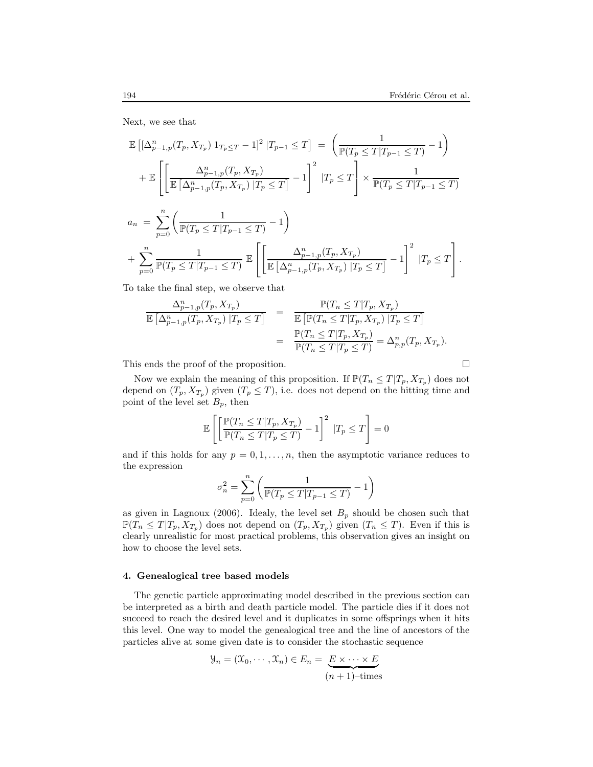Next, we see that

$$
\begin{aligned}
\mathbb{E}\left[\left[\Delta^n_{p-1,p}(T_p, X_{T_p})\, 1_{T_p \leq T} - 1\right]^2 | T_{p-1} \leq T\right] &= \left(\frac{1}{\mathbb{P}(T_p \leq T | T_{p-1} \leq T)} - 1\right) \\
+ \mathbb{E}\left[\left[\frac{\Delta^n_{p-1,p}(T_p, X_{T_p})}{\mathbb{E}\left[\Delta^n_{p-1,p}(T_p, X_{T_p})\, | T_p \leq T\right]} - 1\right]^2 | T_p \leq T\right] &\times \frac{1}{\mathbb{P}(T_p \leq T | T_{p-1} \leq T)}
\end{aligned}
$$

$$
\begin{aligned}
a_n &= \sum_{p=0}^{n} \left(\frac{1}{\mathbb{P}(T_p \leq T | T_{p-1} \leq T)} - 1\right) \\
&+ \sum_{p=0}^{n} \frac{1}{\mathbb{P}(T_p \leq T | T_{p-1} \leq T)}\, \mathbb{E}\left[\left[\frac{\Delta^n_{p-1,p}(T_p, X_{T_p})}{\mathbb{E}\left[\Delta^n_{p-1,p}(T_p, X_{T_p})\, | T_p \leq T\right]} - 1\right]^2 | T_p \leq T\right].
\end{aligned}
$$

To take the final step, we observe that

$$
\begin{aligned}
\frac{\Delta^n_{p-1,p}(T_p, X_{T_p})}{\mathbb{E}\left[\Delta^n_{p-1,p}(T_p, X_{T_p})\, | T_p \leq T\right]} &= \frac{\mathbb{P}(T_n \leq T | T_p, X_{T_p})}{\mathbb{E}\left[\mathbb{P}(T_n \leq T | T_p, X_{T_p})\, | T_p \leq T\right]} \\
&= \frac{\mathbb{P}(T_n \leq T | T_p, X_{T_p})}{\mathbb{P}(T_n \leq T | T_p \leq T)} = \Delta^n_{p,p}(T_p, X_{T_p}).
\end{aligned}
$$

This ends the proof of the proposition. □

Now we explain the meaning of this proposition. If $\mathbb{P}(T_n \leq T | T_p, X_{T_p})$ does not depend on $(T_p, X_{T_p})$ given $(T_p \leq T)$, i.e. does not depend on the hitting time and point of the level set $B_p$, then

$$
\mathbb{E}\left[\left[\frac{\mathbb{P}(T_n \leq T | T_p, X_{T_p})}{\mathbb{P}(T_n \leq T | T_p \leq T)} - 1\right]^2 | T_p \leq T\right] = 0
$$

and if this holds for any $p = 0, 1, \ldots, n$, then the asymptotic variance reduces to the expression

$$
\sigma_n^2 = \sum_{p=0}^{n} \left(\frac{1}{\mathbb{P}(T_p \leq T | T_{p-1} \leq T)} - 1\right)
$$

as given in Lagnoux (2006). Idealy, the level set $B_p$ should be chosen such that $\mathbb{P}(T_n \leq T | T_p, X_{T_p})$ does not depend on $(T_p, X_{T_p})$ given $(T_n \leq T)$. Even if this is clearly unrealistic for most practical problems, this observation gives an insight on how to choose the level sets.

## 4. Genealogical tree based models

The genetic particle approximating model described in the previous section can be interpreted as a birth and death particle model. The particle dies if it does not succeed to reach the desired level and it duplicates in some offsprings when it hits this level. One way to model the genealogical tree and the line of ancestors of the particles alive at some given date is to consider the stochastic sequence

$$
\mathcal{Y}_n = (\mathcal{X}_0, \cdots, \mathcal{X}_n) \in E_n = \underbrace{E \times \cdots \times E}_{(n+1)\text{–times}}
$$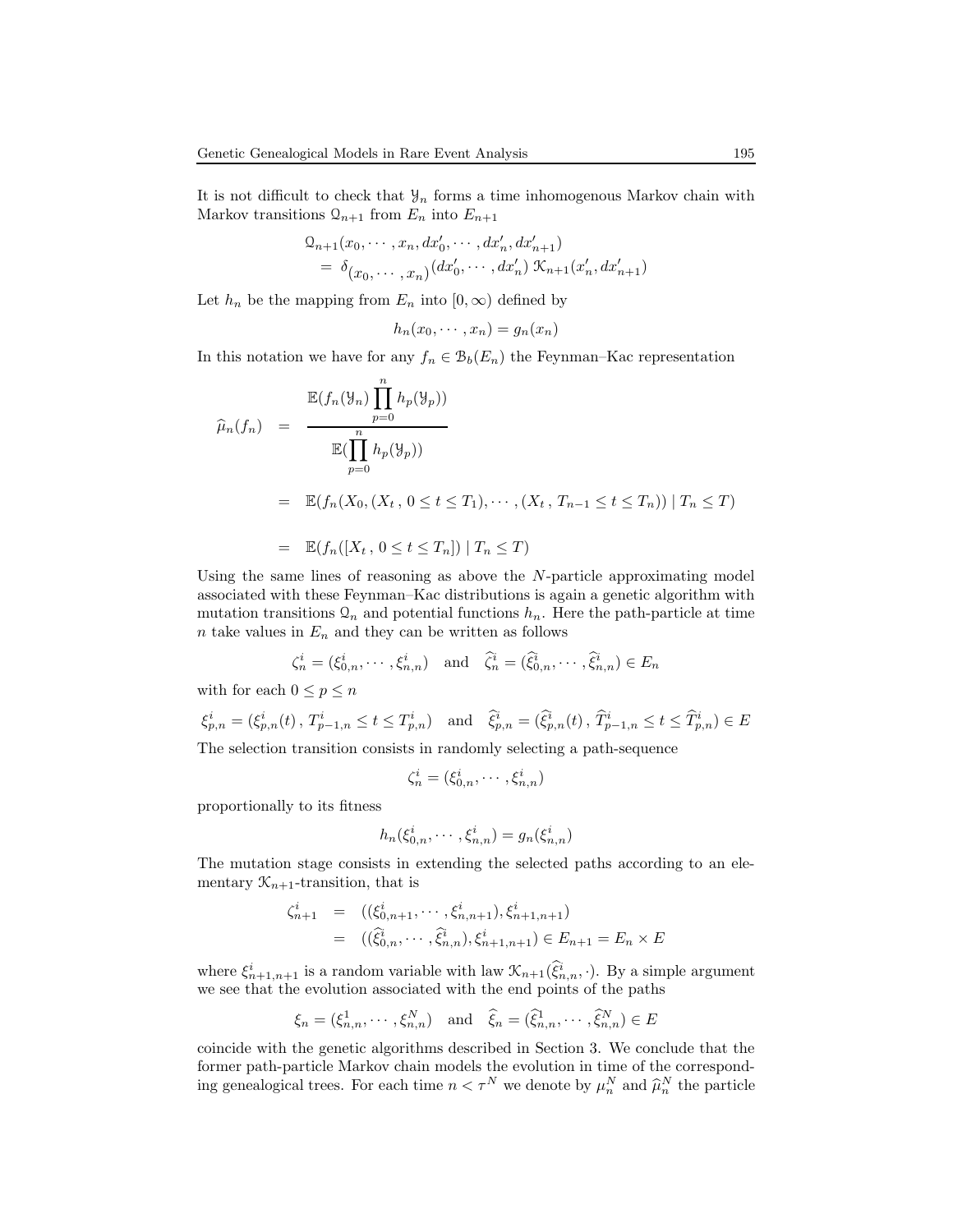It is not difficult to check that $\mathcal{Y}_n$ forms a time inhomogenous Markov chain with Markov transitions $\mathcal{Q}_{n+1}$ from $E_n$ into $E_{n+1}$

$$
\begin{aligned}
&\mathcal{Q}_{n+1}(x_0, \cdots, x_n, dx'_0, \cdots, dx'_n, dx'_{n+1}) \\
&\quad = \delta_{(x_0, \cdots, x_n)}(dx'_0, \cdots, dx'_n)\ \mathcal{K}_{n+1}(x'_n, dx'_{n+1})
\end{aligned}
$$

Let $h_n$ be the mapping from $E_n$ into $[0, \infty)$ defined by

$$
h_n(x_0, \cdots, x_n) = g_n(x_n)
$$

In this notation we have for any $f_n \in \mathcal{B}_b(E_n)$ the Feynman–Kac representation

$$
\begin{aligned}
\widehat{\mu}_n(f_n) &= \frac{\mathbb{E}(f_n(\mathcal{Y}_n) \prod_{p=0}^{n} h_p(\mathcal{Y}_p))}{\mathbb{E}(\prod_{p=0}^{n} h_p(\mathcal{Y}_p))} \\
&= \mathbb{E}(f_n(X_0, (X_t\,,\, 0 \leq t \leq T_1), \cdots, (X_t\,,\, T_{n-1} \leq t \leq T_n)) \mid T_n \leq T) \\
&= \mathbb{E}(f_n([X_t\,,\, 0 \leq t \leq T_n]) \mid T_n \leq T)
\end{aligned}
$$

Using the same lines of reasoning as above the $N$-particle approximating model associated with these Feynman–Kac distributions is again a genetic algorithm with mutation transitions $\mathcal{Q}_n$ and potential functions $h_n$. Here the path-particle at time $n$ take values in $E_n$ and they can be written as follows

$$
\zeta_n^i = (\xi_{0,n}^i, \cdots, \xi_{n,n}^i) \quad \text{and} \quad \widehat{\zeta}_n^i = (\widehat{\xi}_{0,n}^i, \cdots, \widehat{\xi}_{n,n}^i) \in E_n
$$

with for each $0 \leq p \leq n$

$$
\xi_{p,n}^i = (\xi_{p,n}^i(t)\,,\, T_{p-1,n}^i \leq t \leq T_{p,n}^i) \quad \text{and} \quad \widehat{\xi}_{p,n}^i = (\widehat{\xi}_{p,n}^i(t)\,,\, \widehat{T}_{p-1,n}^i \leq t \leq \widehat{T}_{p,n}^i) \in E
$$

The selection transition consists in randomly selecting a path-sequence

$$
\zeta_n^i = (\xi_{0,n}^i, \cdots, \xi_{n,n}^i)
$$

proportionally to its fitness

$$
h_n(\xi_{0,n}^i, \cdots, \xi_{n,n}^i) = g_n(\xi_{n,n}^i)
$$

The mutation stage consists in extending the selected paths according to an elementary $\mathcal{K}_{n+1}$-transition, that is

$$
\begin{aligned}
\zeta_{n+1}^i &= ((\xi_{0,n+1}^i, \cdots, \xi_{n,n+1}^i), \xi_{n+1,n+1}^i) \\
&= ((\widehat{\xi}_{0,n}^i, \cdots, \widehat{\xi}_{n,n}^i), \xi_{n+1,n+1}^i) \in E_{n+1} = E_n \times E
\end{aligned}
$$

where $\xi_{n+1,n+1}^i$ is a random variable with law $\mathcal{K}_{n+1}(\widehat{\xi}_{n,n}^i, \cdot)$. By a simple argument we see that the evolution associated with the end points of the paths

$$
\xi_n = (\xi_{n,n}^1, \cdots, \xi_{n,n}^N) \quad \text{and} \quad \widehat{\xi}_n = (\widehat{\xi}_{n,n}^1, \cdots, \widehat{\xi}_{n,n}^N) \in E
$$

coincide with the genetic algorithms described in Section 3. We conclude that the former path-particle Markov chain models the evolution in time of the corresponding genealogical trees. For each time $n < \tau^N$ we denote by $\mu_n^N$ and $\widehat{\mu}_n^N$ the particle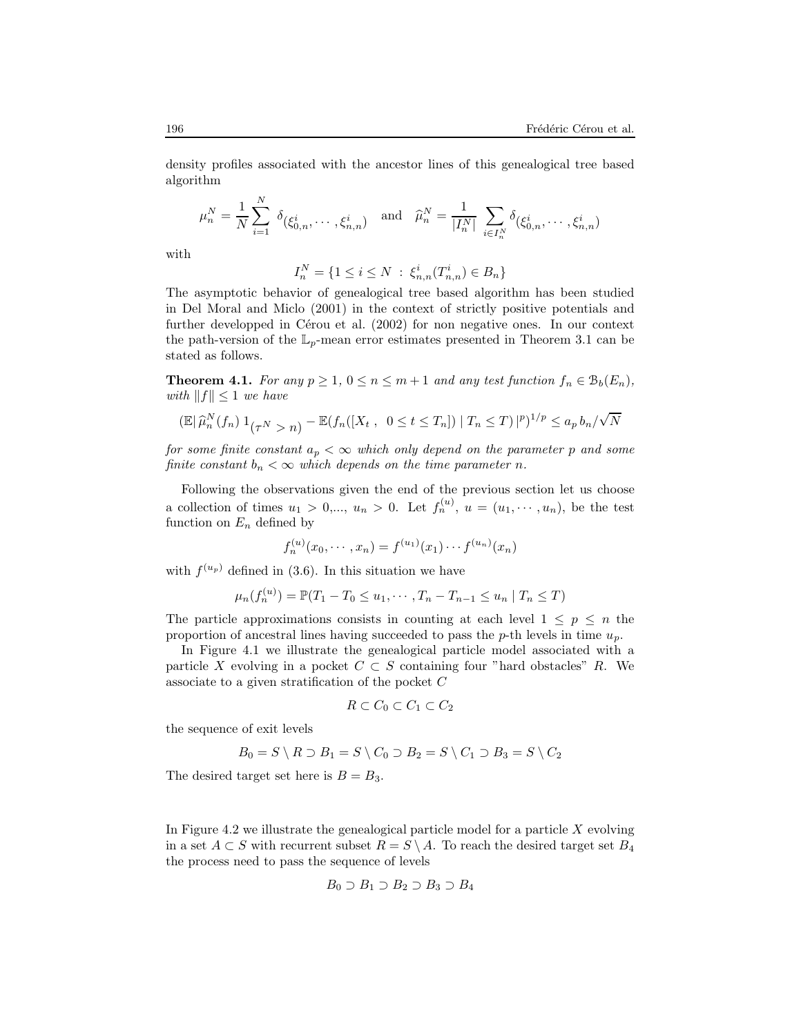density profiles associated with the ancestor lines of this genealogical tree based algorithm

$$\mu_n^N = \frac{1}{N}\sum_{i=1}^N \delta_{(\xi_{0,n}^i,\cdots,\xi_{n,n}^i)} \quad \text{and} \quad \widehat{\mu}_n^N = \frac{1}{|I_n^N|}\sum_{i\in I_n^N}\delta_{(\xi_{0,n}^i,\cdots,\xi_{n,n}^i)}$$

with

$$I_n^N = \{1 \leq i \leq N \;:\; \xi_{n,n}^i(T_{n,n}^i) \in B_n\}$$

The asymptotic behavior of genealogical tree based algorithm has been studied in Del Moral and Miclo (2001) in the context of strictly positive potentials and further developped in Cérou et al. (2002) for non negative ones. In our context the path-version of the $\mathbb{L}_p$-mean error estimates presented in Theorem 3.1 can be stated as follows.

**Theorem 4.1.** *For any $p \geq 1$, $0 \leq n \leq m+1$ and any test function $f_n \in \mathcal{B}_b(E_n)$, with $\|f\| \leq 1$ we have*

$$(\mathbb{E}|\,\widehat{\mu}_n^N(f_n)\,1_{(\tau^N>n)} - \mathbb{E}(f_n([X_t\;,\;\;0\leq t\leq T_n])\mid T_n\leq T)\,|^p)^{1/p} \leq a_p\,b_n/\sqrt{N}$$

*for some finite constant $a_p < \infty$ which only depend on the parameter $p$ and some finite constant $b_n < \infty$ which depends on the time parameter $n$.*

Following the observations given the end of the previous section let us choose a collection of times $u_1 > 0$,..., $u_n > 0$. Let $f_n^{(u)}$, $u = (u_1,\cdots,u_n)$, be the test function on $E_n$ defined by

$$f_n^{(u)}(x_0,\cdots,x_n) = f^{(u_1)}(x_1)\cdots f^{(u_n)}(x_n)$$

with $f^{(u_p)}$ defined in (3.6). In this situation we have

$$\mu_n(f_n^{(u)}) = \mathbb{P}(T_1 - T_0 \leq u_1,\cdots,T_n - T_{n-1} \leq u_n \mid T_n \leq T)$$

The particle approximations consists in counting at each level $1 \leq p \leq n$ the proportion of ancestral lines having succeeded to pass the $p$-th levels in time $u_p$.

In Figure 4.1 we illustrate the genealogical particle model associated with a particle $X$ evolving in a pocket $C \subset S$ containing four "hard obstacles" $R$. We associate to a given stratification of the pocket $C$

$$R \subset C_0 \subset C_1 \subset C_2$$

the sequence of exit levels

$$B_0 = S\setminus R \supset B_1 = S\setminus C_0 \supset B_2 = S\setminus C_1 \supset B_3 = S\setminus C_2$$

The desired target set here is $B = B_3$.

In Figure 4.2 we illustrate the genealogical particle model for a particle $X$ evolving in a set $A \subset S$ with recurrent subset $R = S\setminus A$. To reach the desired target set $B_4$ the process need to pass the sequence of levels

$$B_0 \supset B_1 \supset B_2 \supset B_3 \supset B_4$$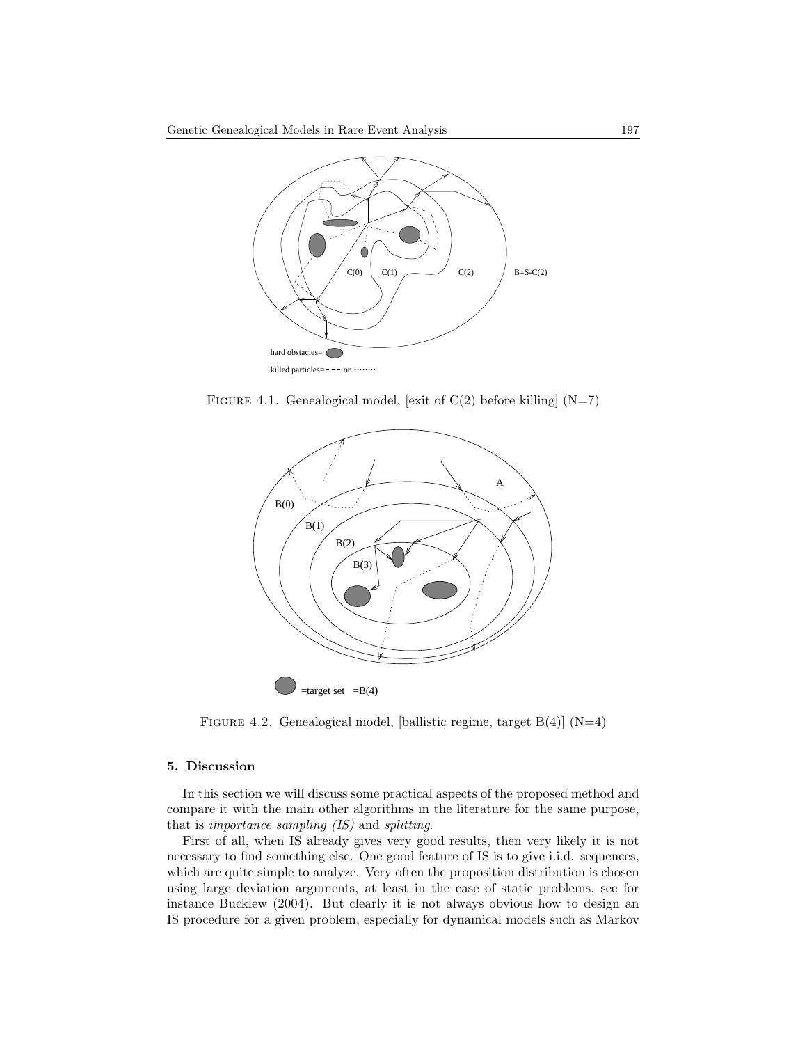FIGURE 4.1. Genealogical model, [exit of C(2) before killing] (N=7)

FIGURE 4.2. Genealogical model, [ballistic regime, target B(4)] (N=4)

## 5. Discussion

In this section we will discuss some practical aspects of the proposed method and compare it with the main other algorithms in the literature for the same purpose, that is *importance sampling (IS)* and *splitting*.

First of all, when IS already gives very good results, then very likely it is not necessary to find something else. One good feature of IS is to give i.i.d. sequences, which are quite simple to analyze. Very often the proposition distribution is chosen using large deviation arguments, at least in the case of static problems, see for instance Bucklew (2004). But clearly it is not always obvious how to design an IS procedure for a given problem, especially for dynamical models such as Markov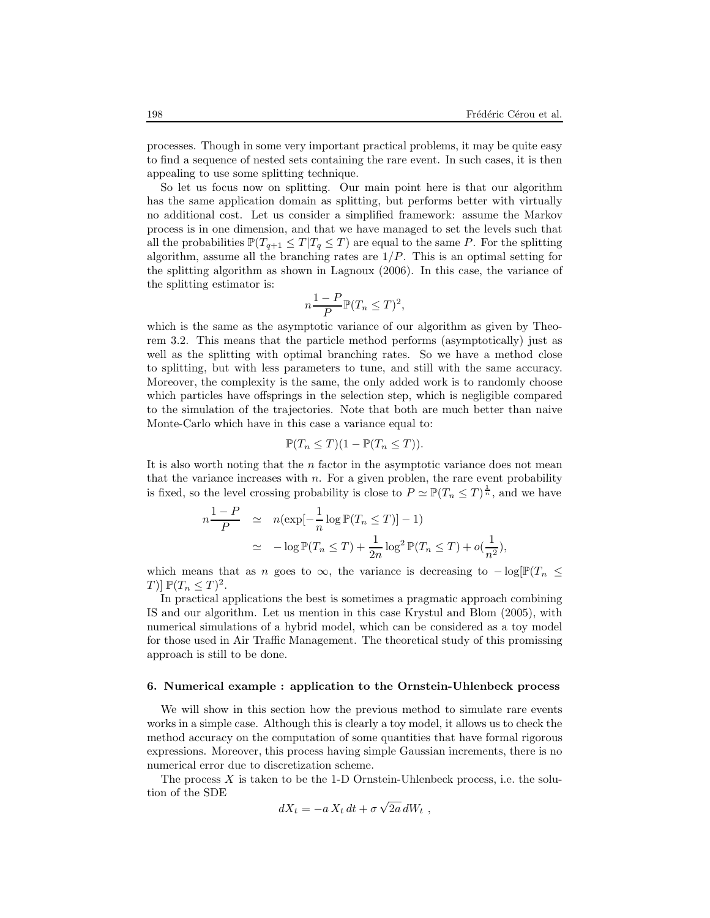processes. Though in some very important practical problems, it may be quite easy to find a sequence of nested sets containing the rare event. In such cases, it is then appealing to use some splitting technique.

So let us focus now on splitting. Our main point here is that our algorithm has the same application domain as splitting, but performs better with virtually no additional cost. Let us consider a simplified framework: assume the Markov process is in one dimension, and that we have managed to set the levels such that all the probabilities $\mathbb{P}(T_{q+1} \leq T | T_q \leq T)$ are equal to the same $P$. For the splitting algorithm, assume all the branching rates are $1/P$. This is an optimal setting for the splitting algorithm as shown in Lagnoux (2006). In this case, the variance of the splitting estimator is:

$$n \frac{1-P}{P} \mathbb{P}(T_n \leq T)^2,$$

which is the same as the asymptotic variance of our algorithm as given by Theorem 3.2. This means that the particle method performs (asymptotically) just as well as the splitting with optimal branching rates. So we have a method close to splitting, but with less parameters to tune, and still with the same accuracy. Moreover, the complexity is the same, the only added work is to randomly choose which particles have offsprings in the selection step, which is negligible compared to the simulation of the trajectories. Note that both are much better than naive Monte-Carlo which have in this case a variance equal to:

$$\mathbb{P}(T_n \leq T)(1 - \mathbb{P}(T_n \leq T)).$$

It is also worth noting that the $n$ factor in the asymptotic variance does not mean that the variance increases with $n$. For a given problen, the rare event probability is fixed, so the level crossing probability is close to $P \simeq \mathbb{P}(T_n \leq T)^{\frac{1}{n}}$, and we have

$$\begin{aligned}
n \frac{1-P}{P} &\simeq n(\exp[-\frac{1}{n} \log \mathbb{P}(T_n \leq T)] - 1) \\
&\simeq -\log \mathbb{P}(T_n \leq T) + \frac{1}{2n} \log^2 \mathbb{P}(T_n \leq T) + o(\frac{1}{n^2}),
\end{aligned}$$

which means that as $n$ goes to $\infty$, the variance is decreasing to $-\log[\mathbb{P}(T_n \leq T)] \, \mathbb{P}(T_n \leq T)^2$.

In practical applications the best is sometimes a pragmatic approach combining IS and our algorithm. Let us mention in this case Krystul and Blom (2005), with numerical simulations of a hybrid model, which can be considered as a toy model for those used in Air Traffic Management. The theoretical study of this promissing approach is still to be done.

## 6. Numerical example : application to the Ornstein-Uhlenbeck process

We will show in this section how the previous method to simulate rare events works in a simple case. Although this is clearly a toy model, it allows us to check the method accuracy on the computation of some quantities that have formal rigorous expressions. Moreover, this process having simple Gaussian increments, there is no numerical error due to discretization scheme.

The process $X$ is taken to be the 1-D Ornstein-Uhlenbeck process, i.e. the solution of the SDE

$$dX_t = -a \, X_t \, dt + \sigma \sqrt{2a} \, dW_t \ ,$$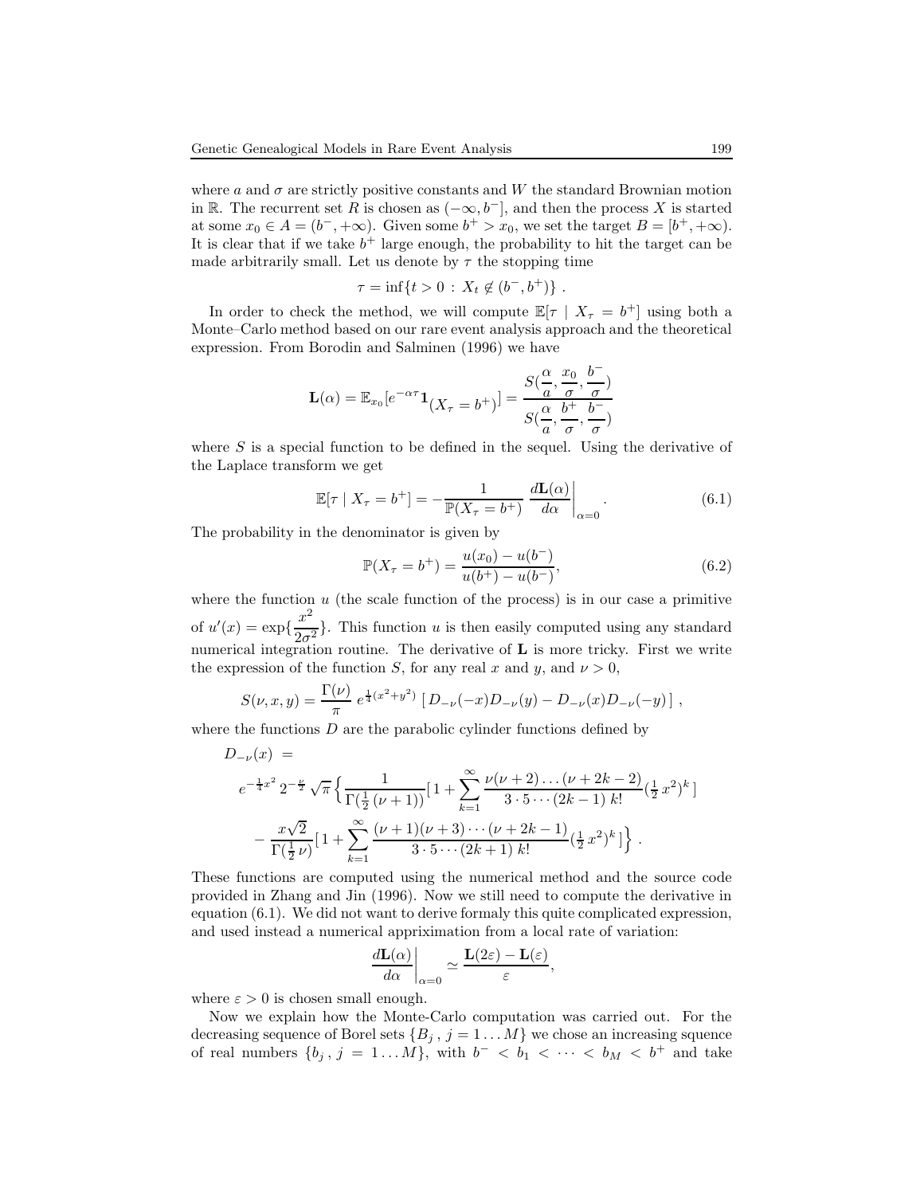where $a$ and $\sigma$ are strictly positive constants and $W$ the standard Brownian motion in $\mathbb{R}$. The recurrent set $R$ is chosen as $(-\infty, b^-]$, and then the process $X$ is started at some $x_0 \in A = (b^-, +\infty)$. Given some $b^+ > x_0$, we set the target $B = [b^+, +\infty)$. It is clear that if we take $b^+$ large enough, the probability to hit the target can be made arbitrarily small. Let us denote by $\tau$ the stopping time

$$\tau = \inf\{t > 0 \,:\, X_t \notin (b^-, b^+)\}\ .$$

In order to check the method, we will compute $\mathbb{E}[\tau \mid X_\tau = b^+]$ using both a Monte–Carlo method based on our rare event analysis approach and the theoretical expression. From Borodin and Salminen (1996) we have

$$\mathbf{L}(\alpha) = \mathbb{E}_{x_0}[e^{-\alpha\tau}\mathbf{1}_{(X_\tau = b^+)}] = \frac{S(\frac{\alpha}{a}, \frac{x_0}{\sigma}, \frac{b^-}{\sigma})}{S(\frac{\alpha}{a}, \frac{b^+}{\sigma}, \frac{b^-}{\sigma})}$$

where $S$ is a special function to be defined in the sequel. Using the derivative of the Laplace transform we get

$$\mathbb{E}[\tau \mid X_\tau = b^+] = -\frac{1}{\mathbb{P}(X_\tau = b^+)}\left.\frac{d\mathbf{L}(\alpha)}{d\alpha}\right|_{\alpha=0}. \tag{6.1}$$

The probability in the denominator is given by

$$\mathbb{P}(X_\tau = b^+) = \frac{u(x_0) - u(b^-)}{u(b^+) - u(b^-)}, \tag{6.2}$$

where the function $u$ (the scale function of the process) is in our case a primitive of $u'(x) = \exp\{\frac{x^2}{2\sigma^2}\}$. This function $u$ is then easily computed using any standard numerical integration routine. The derivative of $\mathbf{L}$ is more tricky. First we write the expression of the function $S$, for any real $x$ and $y$, and $\nu > 0$,

$$S(\nu, x, y) = \frac{\Gamma(\nu)}{\pi}\, e^{\frac{1}{4}(x^2+y^2)}\,[\,D_{-\nu}(-x)D_{-\nu}(y) - D_{-\nu}(x)D_{-\nu}(-y)\,]\ ,$$

where the functions $D$ are the parabolic cylinder functions defined by

$$\begin{aligned}
D_{-\nu}(x) \ &= \\
&e^{-\frac{1}{4}x^2}\, 2^{-\frac{\nu}{2}}\,\sqrt{\pi}\Big\{\frac{1}{\Gamma(\frac{1}{2}(\nu+1))}[\,1 + \sum_{k=1}^{\infty}\frac{\nu(\nu+2)\ldots(\nu+2k-2)}{3\cdot 5\cdots(2k-1)\; k!}(\tfrac{1}{2}\,x^2)^k\,] \\
&\quad - \frac{x\sqrt{2}}{\Gamma(\frac{1}{2}\nu)}[\,1 + \sum_{k=1}^{\infty}\frac{(\nu+1)(\nu+3)\cdots(\nu+2k-1)}{3\cdot 5\cdots(2k+1)\; k!}(\tfrac{1}{2}\,x^2)^k\,]\Big\}\ .
\end{aligned}$$

These functions are computed using the numerical method and the source code provided in Zhang and Jin (1996). Now we still need to compute the derivative in equation (6.1). We did not want to derive formaly this quite complicated expression, and used instead a numerical appriximation from a local rate of variation:

$$\left.\frac{d\mathbf{L}(\alpha)}{d\alpha}\right|_{\alpha=0} \simeq \frac{\mathbf{L}(2\varepsilon) - \mathbf{L}(\varepsilon)}{\varepsilon},$$

where $\varepsilon > 0$ is chosen small enough.

Now we explain how the Monte-Carlo computation was carried out. For the decreasing sequence of Borel sets $\{B_j\,,\, j = 1\ldots M\}$ we chose an increasing squence of real numbers $\{b_j\,,\, j = 1\ldots M\}$, with $b^- < b_1 < \cdots < b_M < b^+$ and take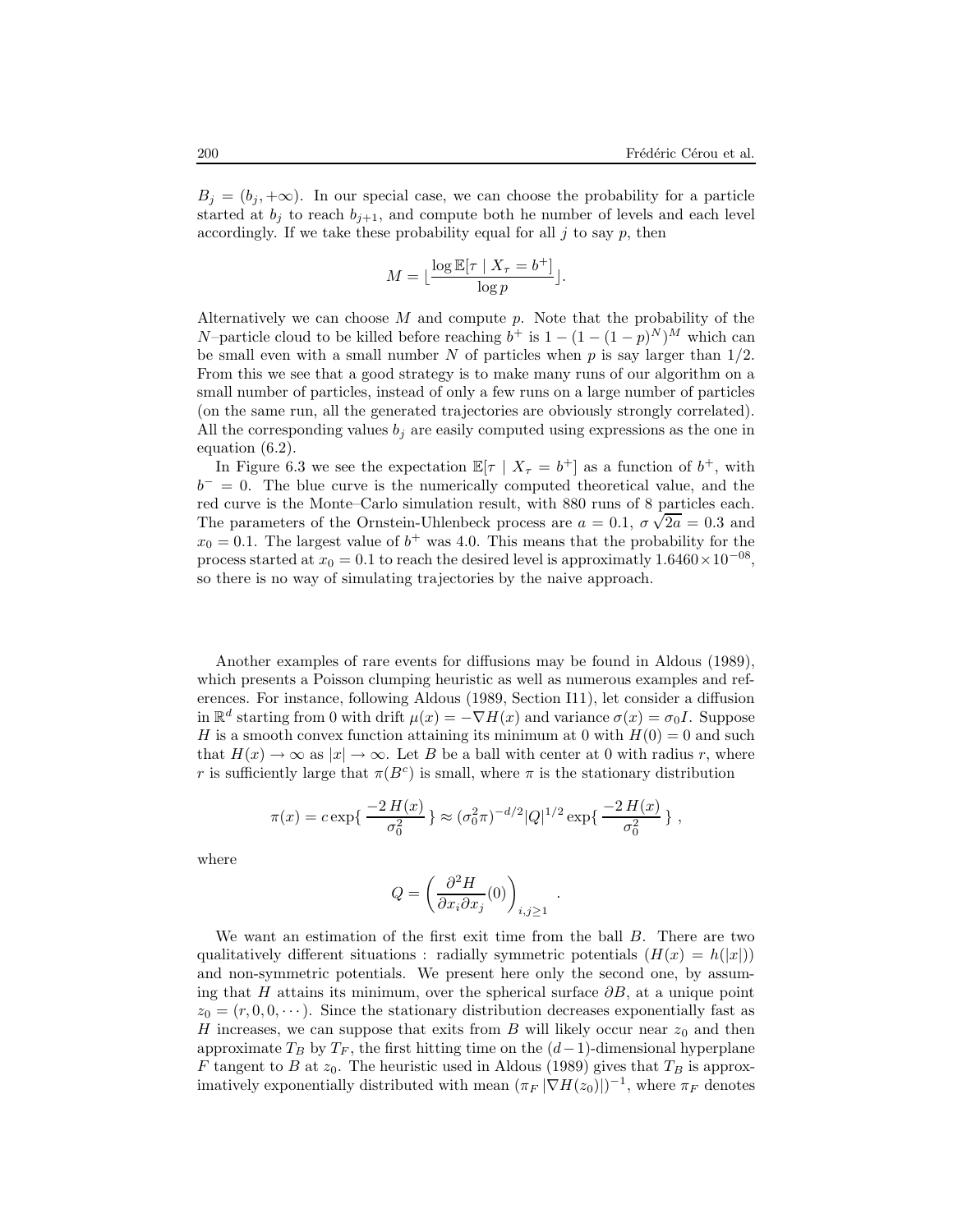$B_j = (b_j, +\infty)$. In our special case, we can choose the probability for a particle started at $b_j$ to reach $b_{j+1}$, and compute both he number of levels and each level accordingly. If we take these probability equal for all $j$ to say $p$, then

$$M = \lfloor \frac{\log \mathbb{E}[\tau \mid X_\tau = b^+]}{\log p} \rfloor.$$

Alternatively we can choose $M$ and compute $p$. Note that the probability of the $N$–particle cloud to be killed before reaching $b^+$ is $1 - (1 - (1-p)^N)^M$ which can be small even with a small number $N$ of particles when $p$ is say larger than $1/2$. From this we see that a good strategy is to make many runs of our algorithm on a small number of particles, instead of only a few runs on a large number of particles (on the same run, all the generated trajectories are obviously strongly correlated). All the corresponding values $b_j$ are easily computed using expressions as the one in equation (6.2).

In Figure 6.3 we see the expectation $\mathbb{E}[\tau \mid X_\tau = b^+]$ as a function of $b^+$, with $b^- = 0$. The blue curve is the numerically computed theoretical value, and the red curve is the Monte–Carlo simulation result, with 880 runs of 8 particles each. The parameters of the Ornstein-Uhlenbeck process are $a = 0.1$, $\sigma\sqrt{2a} = 0.3$ and $x_0 = 0.1$. The largest value of $b^+$ was 4.0. This means that the probability for the process started at $x_0 = 0.1$ to reach the desired level is approximatly $1.6460 \times 10^{-08}$, so there is no way of simulating trajectories by the naive approach.

Another examples of rare events for diffusions may be found in Aldous (1989), which presents a Poisson clumping heuristic as well as numerous examples and references. For instance, following Aldous (1989, Section I11), let consider a diffusion in $\mathbb{R}^d$ starting from 0 with drift $\mu(x) = -\nabla H(x)$ and variance $\sigma(x) = \sigma_0 I$. Suppose $H$ is a smooth convex function attaining its minimum at 0 with $H(0) = 0$ and such that $H(x) \to \infty$ as $|x| \to \infty$. Let $B$ be a ball with center at 0 with radius $r$, where $r$ is sufficiently large that $\pi(B^c)$ is small, where $\pi$ is the stationary distribution

$$\pi(x) = c \exp\{ \frac{-2\, H(x)}{\sigma_0^2} \} \approx (\sigma_0^2 \pi)^{-d/2} |Q|^{1/2} \exp\{ \frac{-2\, H(x)}{\sigma_0^2} \} \,,$$

where

$$Q = \left( \frac{\partial^2 H}{\partial x_i \partial x_j}(0) \right)_{i,j \geq 1} .$$

We want an estimation of the first exit time from the ball $B$. There are two qualitatively different situations : radially symmetric potentials ($H(x) = h(|x|)$) and non-symmetric potentials. We present here only the second one, by assuming that $H$ attains its minimum, over the spherical surface $\partial B$, at a unique point $z_0 = (r, 0, 0, \cdots)$. Since the stationary distribution decreases exponentially fast as $H$ increases, we can suppose that exits from $B$ will likely occur near $z_0$ and then approximate $T_B$ by $T_F$, the first hitting time on the $(d-1)$-dimensional hyperplane $F$ tangent to $B$ at $z_0$. The heuristic used in Aldous (1989) gives that $T_B$ is approximatively exponentially distributed with mean $(\pi_F\, |\nabla H(z_0)|)^{-1}$, where $\pi_F$ denotes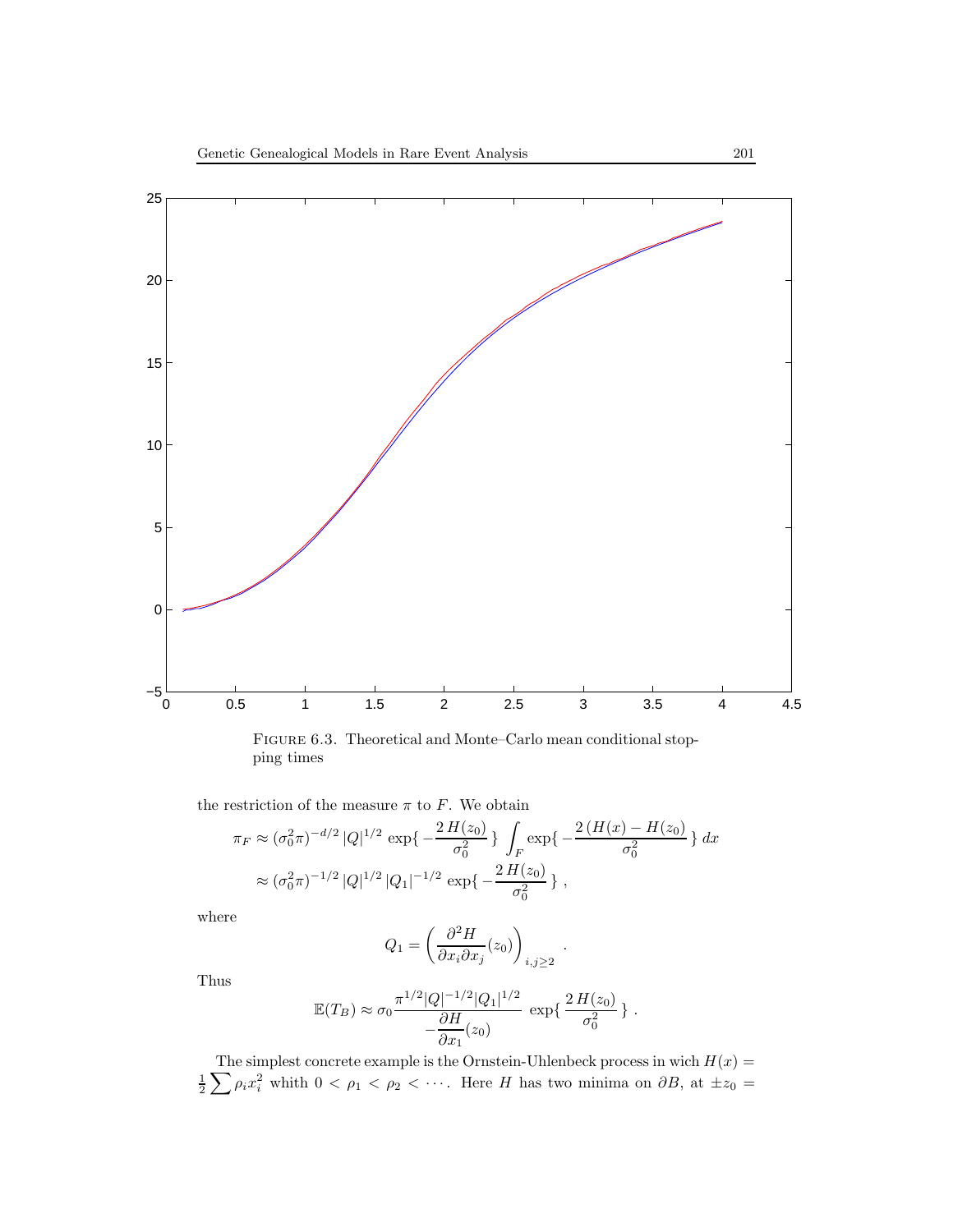FIGURE 6.3. Theoretical and Monte–Carlo mean conditional stopping times

the restriction of the measure $\pi$ to $F$. We obtain

$$
\begin{aligned}
\pi_F &\approx (\sigma_0^2 \pi)^{-d/2}\, |Q|^{1/2}\, \exp\{ -\frac{2\, H(z_0)}{\sigma_0^2} \} \int_F \exp\{ -\frac{2\,(H(x) - H(z_0))}{\sigma_0^2} \}\, dx \\
&\approx (\sigma_0^2 \pi)^{-1/2}\, |Q|^{1/2}\, |Q_1|^{-1/2}\, \exp\{ -\frac{2\, H(z_0)}{\sigma_0^2} \} ,
\end{aligned}
$$

where

$$
Q_1 = \left( \frac{\partial^2 H}{\partial x_i \partial x_j}(z_0) \right)_{i,j \geq 2} .
$$

Thus

$$
\mathbb{E}(T_B) \approx \sigma_0 \frac{\pi^{1/2} |Q|^{-1/2} |Q_1|^{1/2}}{-\dfrac{\partial H}{\partial x_1}(z_0)}\, \exp\{ \frac{2\, H(z_0)}{\sigma_0^2} \} .
$$

The simplest concrete example is the Ornstein-Uhlenbeck process in wich $H(x) = \frac{1}{2} \sum \rho_i x_i^2$ whith $0 < \rho_1 < \rho_2 < \cdots$. Here $H$ has two minima on $\partial B$, at $\pm z_0 =$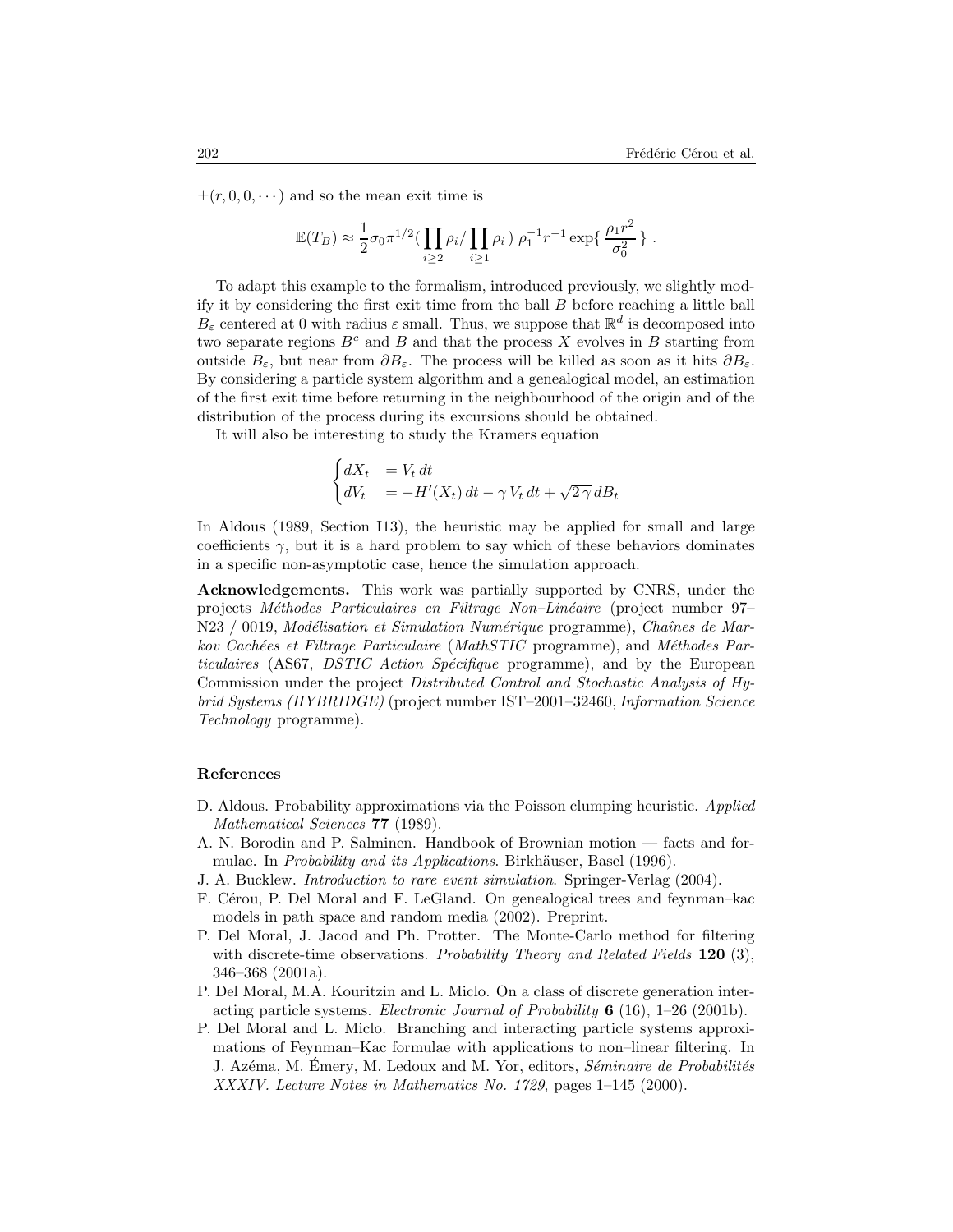$\pm(r, 0, 0, \cdots)$ and so the mean exit time is

$$\mathbb{E}(T_B) \approx \frac{1}{2}\sigma_0 \pi^{1/2} (\prod_{i \geq 2} \rho_i / \prod_{i \geq 1} \rho_i) \, \rho_1^{-1} r^{-1} \exp\{ \frac{\rho_1 r^2}{\sigma_0^2} \} \, .$$

To adapt this example to the formalism, introduced previously, we slightly modify it by considering the first exit time from the ball $B$ before reaching a little ball $B_\varepsilon$ centered at 0 with radius $\varepsilon$ small. Thus, we suppose that $\mathbb{R}^d$ is decomposed into two separate regions $B^c$ and $B$ and that the process $X$ evolves in $B$ starting from outside $B_\varepsilon$, but near from $\partial B_\varepsilon$. The process will be killed as soon as it hits $\partial B_\varepsilon$. By considering a particle system algorithm and a genealogical model, an estimation of the first exit time before returning in the neighbourhood of the origin and of the distribution of the process during its excursions should be obtained.

It will also be interesting to study the Kramers equation

$$\begin{cases} dX_t &= V_t \, dt \\ dV_t &= -H'(X_t) \, dt - \gamma \, V_t \, dt + \sqrt{2\,\gamma} \, dB_t \end{cases}$$

In Aldous (1989, Section I13), the heuristic may be applied for small and large coefficients $\gamma$, but it is a hard problem to say which of these behaviors dominates in a specific non-asymptotic case, hence the simulation approach.

**Acknowledgements.** This work was partially supported by CNRS, under the projects *Méthodes Particulaires en Filtrage Non–Linéaire* (project number 97–N23 / 0019, *Modélisation et Simulation Numérique* programme), *Chaînes de Markov Cachées et Filtrage Particulaire* (*MathSTIC* programme), and *Méthodes Particulaires* (AS67, *DSTIC Action Spécifique* programme), and by the European Commission under the project *Distributed Control and Stochastic Analysis of Hybrid Systems (HYBRIDGE)* (project number IST–2001–32460, *Information Science Technology* programme).

## References

- D. Aldous. Probability approximations via the Poisson clumping heuristic. *Applied Mathematical Sciences* **77** (1989).
- A. N. Borodin and P. Salminen. Handbook of Brownian motion — facts and formulae. In *Probability and its Applications*. Birkhäuser, Basel (1996).
- J. A. Bucklew. *Introduction to rare event simulation*. Springer-Verlag (2004).
- F. Cérou, P. Del Moral and F. LeGland. On genealogical trees and feynman–kac models in path space and random media (2002). Preprint.
- P. Del Moral, J. Jacod and Ph. Protter. The Monte-Carlo method for filtering with discrete-time observations. *Probability Theory and Related Fields* **120** (3), 346–368 (2001a).
- P. Del Moral, M.A. Kouritzin and L. Miclo. On a class of discrete generation interacting particle systems. *Electronic Journal of Probability* **6** (16), 1–26 (2001b).
- P. Del Moral and L. Miclo. Branching and interacting particle systems approximations of Feynman–Kac formulae with applications to non–linear filtering. In J. Azéma, M. Émery, M. Ledoux and M. Yor, editors, *Séminaire de Probabilités XXXIV. Lecture Notes in Mathematics No. 1729*, pages 1–145 (2000).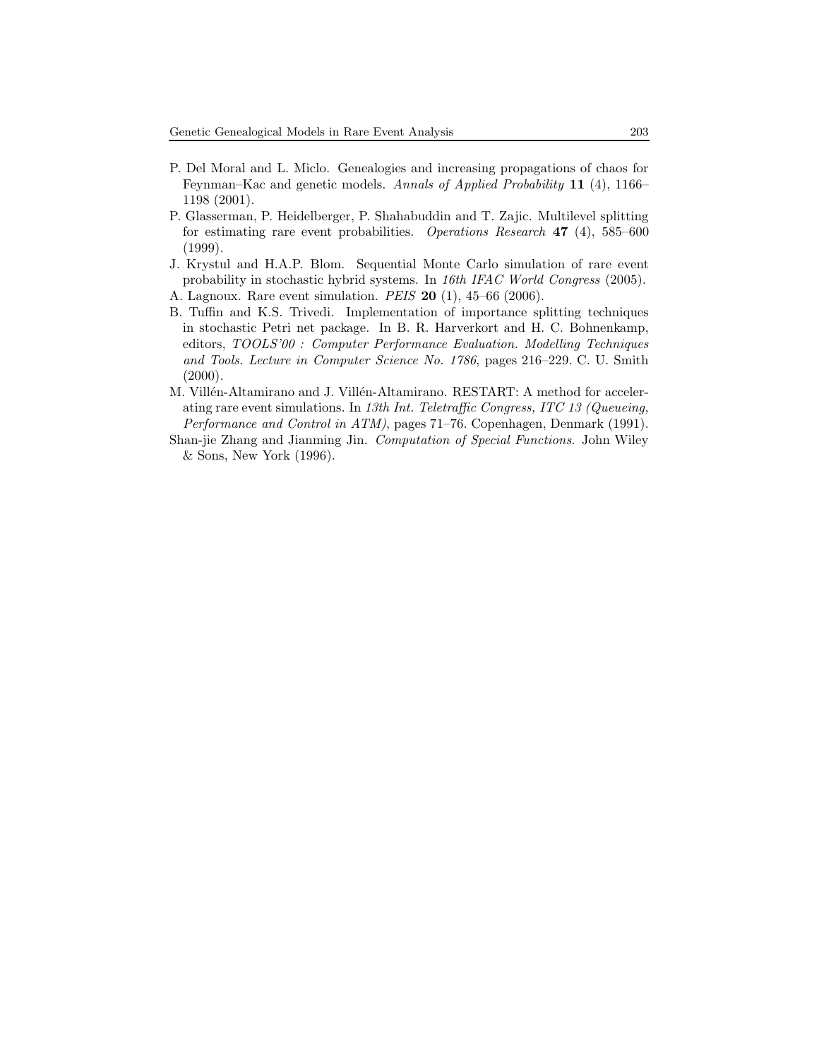P. Del Moral and L. Miclo. Genealogies and increasing propagations of chaos for Feynman–Kac and genetic models. *Annals of Applied Probability* **11** (4), 1166–1198 (2001).

P. Glasserman, P. Heidelberger, P. Shahabuddin and T. Zajic. Multilevel splitting for estimating rare event probabilities. *Operations Research* **47** (4), 585–600 (1999).

J. Krystul and H.A.P. Blom. Sequential Monte Carlo simulation of rare event probability in stochastic hybrid systems. In *16th IFAC World Congress* (2005).

A. Lagnoux. Rare event simulation. *PEIS* **20** (1), 45–66 (2006).

B. Tuffin and K.S. Trivedi. Implementation of importance splitting techniques in stochastic Petri net package. In B. R. Harverkort and H. C. Bohnenkamp, editors, *TOOLS'00 : Computer Performance Evaluation. Modelling Techniques and Tools. Lecture in Computer Science No. 1786*, pages 216–229. C. U. Smith (2000).

M. Villén-Altamirano and J. Villén-Altamirano. RESTART: A method for accelerating rare event simulations. In *13th Int. Teletraffic Congress, ITC 13 (Queueing, Performance and Control in ATM)*, pages 71–76. Copenhagen, Denmark (1991).

Shan-jie Zhang and Jianming Jin. *Computation of Special Functions*. John Wiley & Sons, New York (1996).